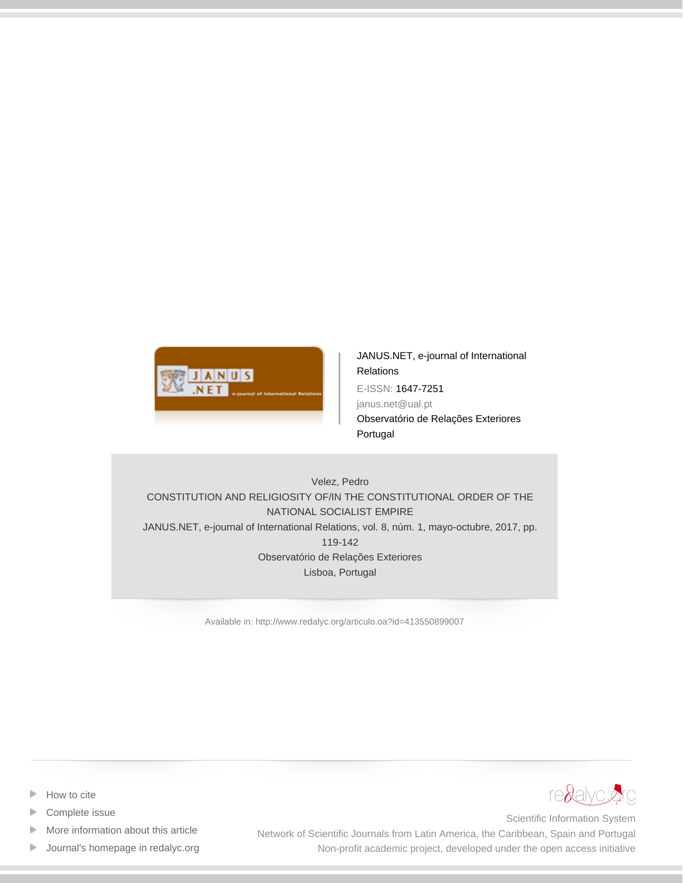JANUS.NET, e-journal of International Relations

E-ISSN: 1647-7251

janus.net@ual.pt

Observatório de Relações Exteriores

Portugal

Velez, Pedro

CONSTITUTION AND RELIGIOSITY OF/IN THE CONSTITUTIONAL ORDER OF THE NATIONAL SOCIALIST EMPIRE

JANUS.NET, e-journal of International Relations, vol. 8, núm. 1, mayo-octubre, 2017, pp. 119-142

Observatório de Relações Exteriores

Lisboa, Portugal

Available in: http://www.redalyc.org/articulo.oa?id=413550899007

- How to cite
- Complete issue
- More information about this article
- Journal's homepage in redalyc.org

Scientific Information System

Network of Scientific Journals from Latin America, the Caribbean, Spain and Portugal

Non-profit academic project, developed under the open access initiative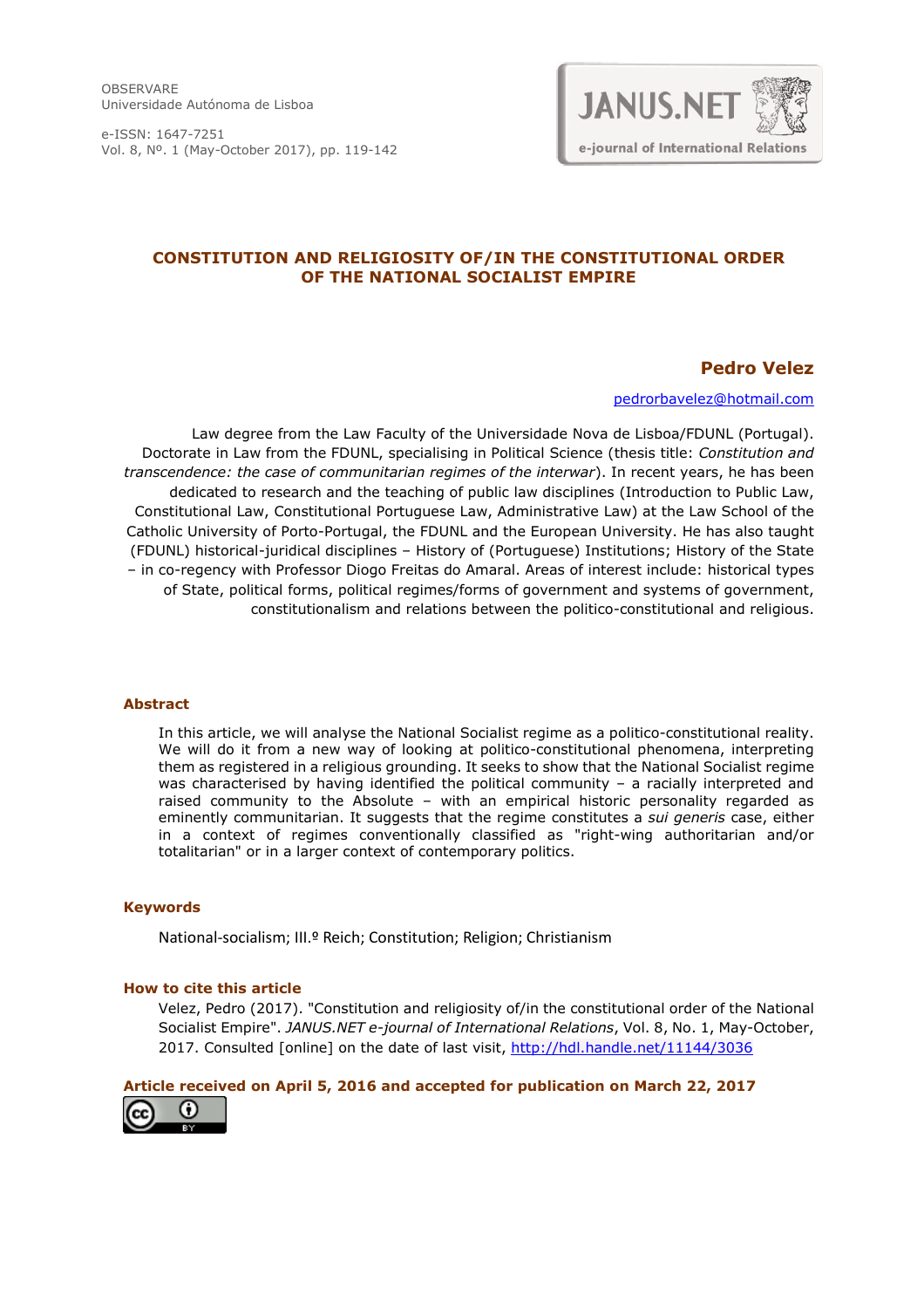OBSERVARE
Universidade Autónoma de Lisboa

e-ISSN: 1647-7251
Vol. 8, Nº. 1 (May-October 2017), pp. 119-142

# CONSTITUTION AND RELIGIOSITY OF/IN THE CONSTITUTIONAL ORDER OF THE NATIONAL SOCIALIST EMPIRE

## Pedro Velez

pedrorbavelez@hotmail.com

Law degree from the Law Faculty of the Universidade Nova de Lisboa/FDUNL (Portugal). Doctorate in Law from the FDUNL, specialising in Political Science (thesis title: *Constitution and transcendence: the case of communitarian regimes of the interwar*). In recent years, he has been dedicated to research and the teaching of public law disciplines (Introduction to Public Law, Constitutional Law, Constitutional Portuguese Law, Administrative Law) at the Law School of the Catholic University of Porto-Portugal, the FDUNL and the European University. He has also taught (FDUNL) historical-juridical disciplines – History of (Portuguese) Institutions; History of the State – in co-regency with Professor Diogo Freitas do Amaral. Areas of interest include: historical types of State, political forms, political regimes/forms of government and systems of government, constitutionalism and relations between the politico-constitutional and religious.

### Abstract

In this article, we will analyse the National Socialist regime as a politico-constitutional reality. We will do it from a new way of looking at politico-constitutional phenomena, interpreting them as registered in a religious grounding. It seeks to show that the National Socialist regime was characterised by having identified the political community – a racially interpreted and raised community to the Absolute – with an empirical historic personality regarded as eminently communitarian. It suggests that the regime constitutes a *sui generis* case, either in a context of regimes conventionally classified as "right-wing authoritarian and/or totalitarian" or in a larger context of contemporary politics.

### Keywords

National-socialism; III.º Reich; Constitution; Religion; Christianism

### How to cite this article

Velez, Pedro (2017). "Constitution and religiosity of/in the constitutional order of the National Socialist Empire". *JANUS.NET e-journal of International Relations*, Vol. 8, No. 1, May-October, 2017. Consulted [online] on the date of last visit, http://hdl.handle.net/11144/3036

**Article received on April 5, 2016 and accepted for publication on March 22, 2017**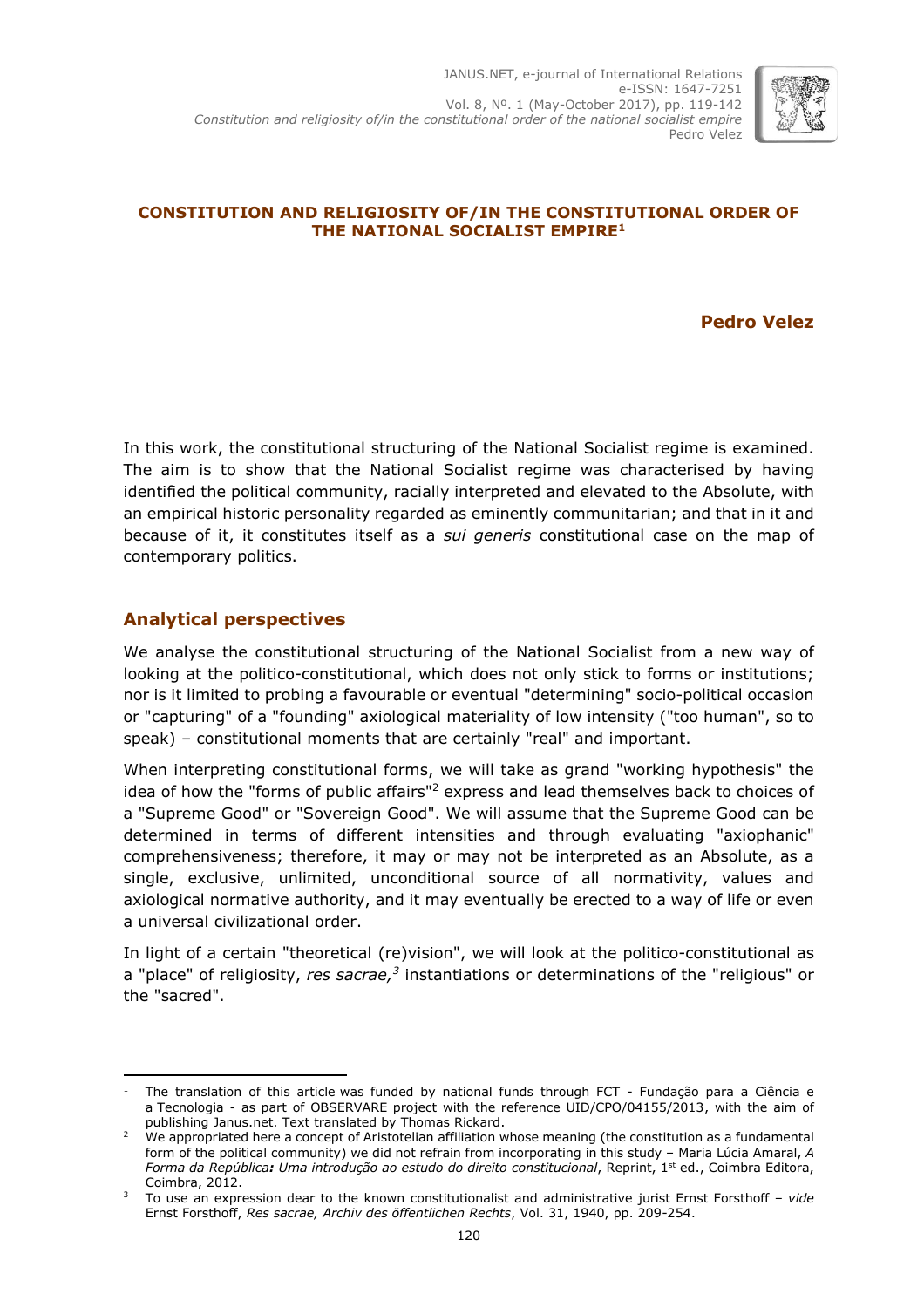# CONSTITUTION AND RELIGIOSITY OF/IN THE CONSTITUTIONAL ORDER OF THE NATIONAL SOCIALIST EMPIRE[1]

**Pedro Velez**

In this work, the constitutional structuring of the National Socialist regime is examined. The aim is to show that the National Socialist regime was characterised by having identified the political community, racially interpreted and elevated to the Absolute, with an empirical historic personality regarded as eminently communitarian; and that in it and because of it, it constitutes itself as a *sui generis* constitutional case on the map of contemporary politics.

## Analytical perspectives

We analyse the constitutional structuring of the National Socialist from a new way of looking at the politico-constitutional, which does not only stick to forms or institutions; nor is it limited to probing a favourable or eventual "determining" socio-political occasion or "capturing" of a "founding" axiological materiality of low intensity ("too human", so to speak) – constitutional moments that are certainly "real" and important.

When interpreting constitutional forms, we will take as grand "working hypothesis" the idea of how the "forms of public affairs"[2] express and lead themselves back to choices of a "Supreme Good" or "Sovereign Good". We will assume that the Supreme Good can be determined in terms of different intensities and through evaluating "axiophanic" comprehensiveness; therefore, it may or may not be interpreted as an Absolute, as a single, exclusive, unlimited, unconditional source of all normativity, values and axiological normative authority, and it may eventually be erected to a way of life or even a universal civilizational order.

In light of a certain "theoretical (re)vision", we will look at the politico-constitutional as a "place" of religiosity, *res sacrae,*[3] instantiations or determinations of the "religious" or the "sacred".

---

[1] The translation of this article was funded by national funds through FCT - Fundação para a Ciência e a Tecnologia - as part of OBSERVARE project with the reference UID/CPO/04155/2013, with the aim of publishing Janus.net. Text translated by Thomas Rickard.

[2] We appropriated here a concept of Aristotelian affiliation whose meaning (the constitution as a fundamental form of the political community) we did not refrain from incorporating in this study – Maria Lúcia Amaral, *A Forma da República***:** *Uma introdução ao estudo do direito constitucional*, Reprint, 1st ed., Coimbra Editora, Coimbra, 2012.

[3] To use an expression dear to the known constitutionalist and administrative jurist Ernst Forsthoff – *vide* Ernst Forsthoff, *Res sacrae, Archiv des öffentlichen Rechts*, Vol. 31, 1940, pp. 209-254.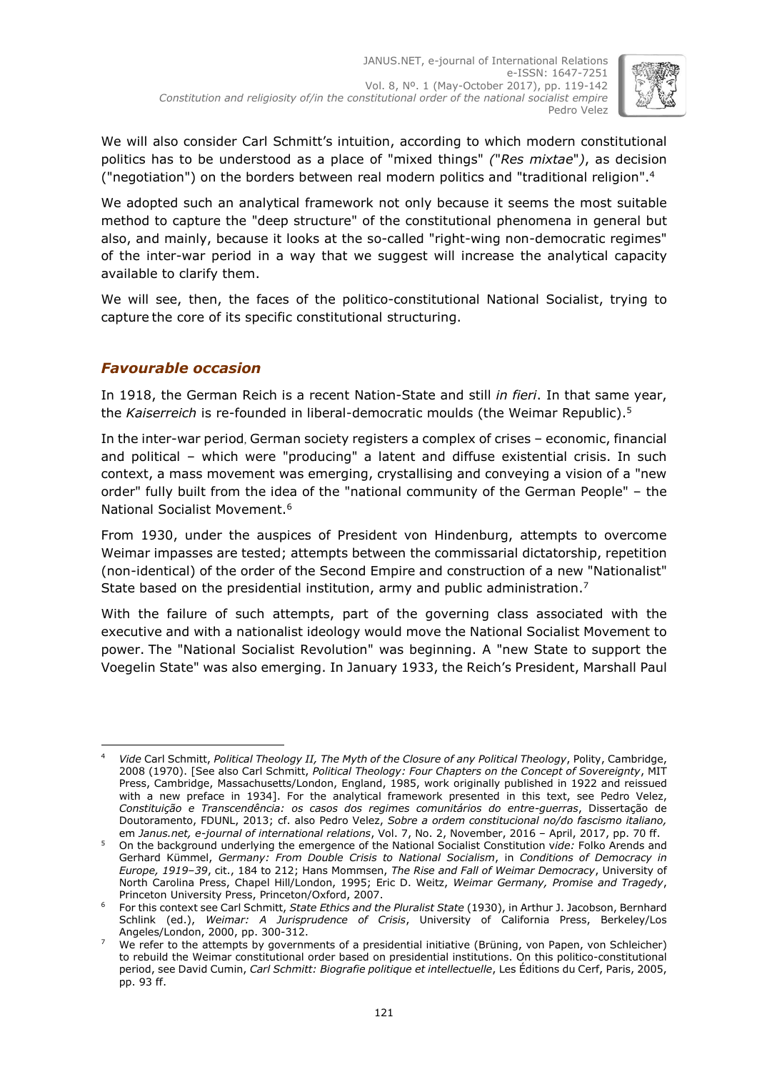We will also consider Carl Schmitt's intuition, according to which modern constitutional politics has to be understood as a place of "mixed things" *("Res mixtae")*, as decision ("negotiation") on the borders between real modern politics and "traditional religion".[4]

We adopted such an analytical framework not only because it seems the most suitable method to capture the "deep structure" of the constitutional phenomena in general but also, and mainly, because it looks at the so-called "right-wing non-democratic regimes" of the inter-war period in a way that we suggest will increase the analytical capacity available to clarify them.

We will see, then, the faces of the politico-constitutional National Socialist, trying to capture the core of its specific constitutional structuring.

## *Favourable occasion*

In 1918, the German Reich is a recent Nation-State and still *in fieri*. In that same year, the *Kaiserreich* is re-founded in liberal-democratic moulds (the Weimar Republic).[5]

In the inter-war period, German society registers a complex of crises – economic, financial and political – which were "producing" a latent and diffuse existential crisis. In such context, a mass movement was emerging, crystallising and conveying a vision of a "new order" fully built from the idea of the "national community of the German People" – the National Socialist Movement.[6]

From 1930, under the auspices of President von Hindenburg, attempts to overcome Weimar impasses are tested; attempts between the commissarial dictatorship, repetition (non-identical) of the order of the Second Empire and construction of a new "Nationalist" State based on the presidential institution, army and public administration.[7]

With the failure of such attempts, part of the governing class associated with the executive and with a nationalist ideology would move the National Socialist Movement to power. The "National Socialist Revolution" was beginning. A "new State to support the Voegelin State" was also emerging. In January 1933, the Reich's President, Marshall Paul

---

[4] *Vide* Carl Schmitt, *Political Theology II, The Myth of the Closure of any Political Theology*, Polity, Cambridge, 2008 (1970). [See also Carl Schmitt, *Political Theology: Four Chapters on the Concept of Sovereignty*, MIT Press, Cambridge, Massachusetts/London, England, 1985, work originally published in 1922 and reissued with a new preface in 1934]. For the analytical framework presented in this text, see Pedro Velez, *Constituição e Transcendência: os casos dos regimes comunitários do entre-guerras*, Dissertação de Doutoramento, FDUNL, 2013; cf. also Pedro Velez, *Sobre a ordem constitucional no/do fascismo italiano,* em *Janus.net, e-journal of international relations*, Vol. 7, No. 2, November, 2016 – April, 2017, pp. 70 ff.

[5] On the background underlying the emergence of the National Socialist Constitution v*ide:* Folko Arends and Gerhard Kümmel, *Germany: From Double Crisis to National Socialism*, in *Conditions of Democracy in Europe, 1919–39*, cit., 184 to 212; Hans Mommsen, *The Rise and Fall of Weimar Democracy*, University of North Carolina Press, Chapel Hill/London, 1995; Eric D. Weitz, *Weimar Germany, Promise and Tragedy*, Princeton University Press, Princeton/Oxford, 2007.

[6] For this context see Carl Schmitt, *State Ethics and the Pluralist State* (1930), in Arthur J. Jacobson, Bernhard Schlink (ed.), *Weimar: A Jurisprudence of Crisis*, University of California Press, Berkeley/Los Angeles/London, 2000, pp. 300-312.

[7] We refer to the attempts by governments of a presidential initiative (Brüning, von Papen, von Schleicher) to rebuild the Weimar constitutional order based on presidential institutions. On this politico-constitutional period, see David Cumin, *Carl Schmitt: Biografie politique et intellectuelle*, Les Éditions du Cerf, Paris, 2005, pp. 93 ff.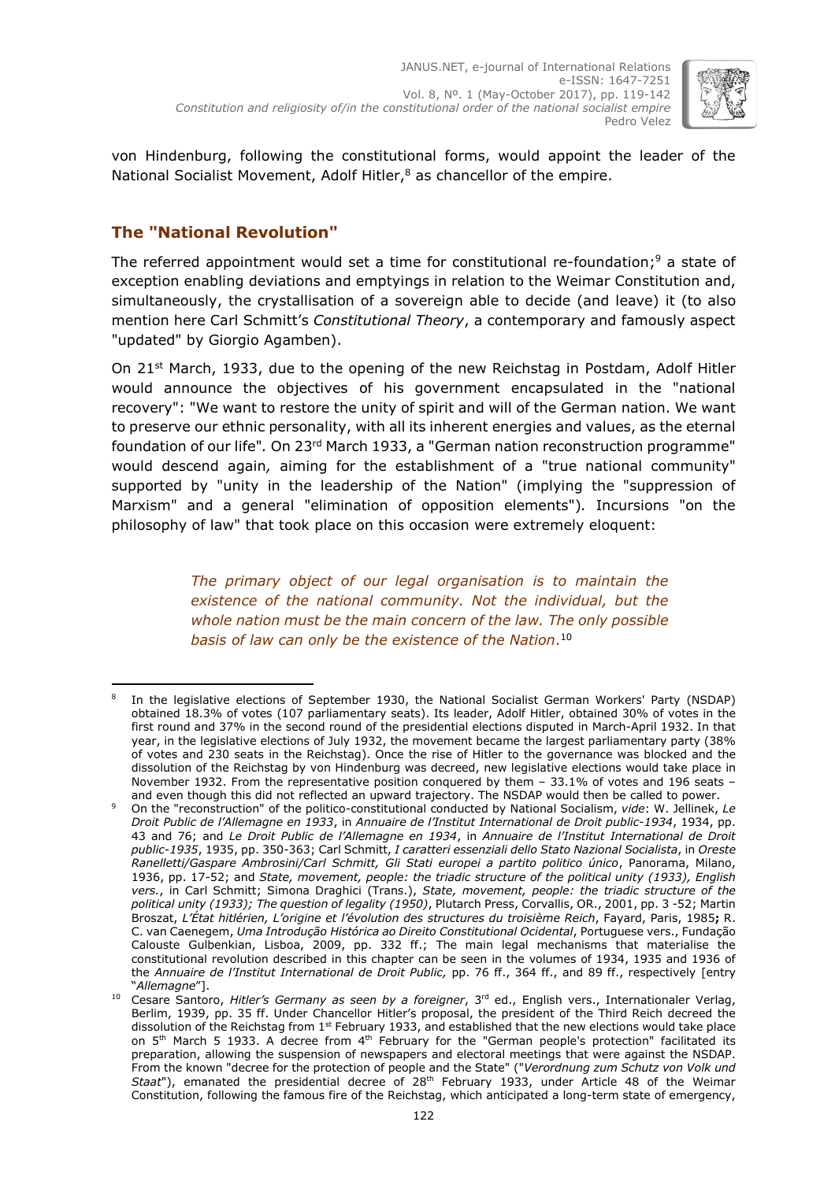von Hindenburg, following the constitutional forms, would appoint the leader of the National Socialist Movement, Adolf Hitler,[8] as chancellor of the empire.

## The "National Revolution"

The referred appointment would set a time for constitutional re-foundation;[9] a state of exception enabling deviations and emptyings in relation to the Weimar Constitution and, simultaneously, the crystallisation of a sovereign able to decide (and leave) it (to also mention here Carl Schmitt's *Constitutional Theory*, a contemporary and famously aspect "updated" by Giorgio Agamben).

On 21st March, 1933, due to the opening of the new Reichstag in Postdam, Adolf Hitler would announce the objectives of his government encapsulated in the "national recovery": "We want to restore the unity of spirit and will of the German nation. We want to preserve our ethnic personality, with all its inherent energies and values, as the eternal foundation of our life". On 23rd March 1933, a "German nation reconstruction programme" would descend again*,* aiming for the establishment of a "true national community" supported by "unity in the leadership of the Nation" (implying the "suppression of Marxism" and a general "elimination of opposition elements")*.* Incursions "on the philosophy of law" that took place on this occasion were extremely eloquent:

> *The primary object of our legal organisation is to maintain the existence of the national community. Not the individual, but the whole nation must be the main concern of the law. The only possible basis of law can only be the existence of the Nation*.[10]

---

[8] In the legislative elections of September 1930, the National Socialist German Workers' Party (NSDAP) obtained 18.3% of votes (107 parliamentary seats). Its leader, Adolf Hitler, obtained 30% of votes in the first round and 37% in the second round of the presidential elections disputed in March-April 1932. In that year, in the legislative elections of July 1932, the movement became the largest parliamentary party (38% of votes and 230 seats in the Reichstag). Once the rise of Hitler to the governance was blocked and the dissolution of the Reichstag by von Hindenburg was decreed, new legislative elections would take place in November 1932. From the representative position conquered by them – 33.1% of votes and 196 seats – and even though this did not reflected an upward trajectory. The NSDAP would then be called to power.

[9] On the "reconstruction" of the politico-constitutional conducted by National Socialism, *vide*: W. Jellinek, *Le Droit Public de l'Allemagne en 1933*, in *Annuaire de l'Institut International de Droit public-1934*, 1934, pp. 43 and 76; and *Le Droit Public de l'Allemagne en 1934*, in *Annuaire de l'Institut International de Droit public-1935*, 1935, pp. 350-363; Carl Schmitt, *I caratteri essenziali dello Stato Nazional Socialista*, in *Oreste Ranelletti/Gaspare Ambrosini/Carl Schmitt, Gli Stati europei a partito politico único*, Panorama, Milano, 1936, pp. 17-52; and *State, movement, people: the triadic structure of the political unity (1933), English vers.*, in Carl Schmitt; Simona Draghici (Trans.), *State, movement, people: the triadic structure of the political unity (1933); The question of legality (1950)*, Plutarch Press, Corvallis, OR., 2001, pp. 3 -52; Martin Broszat, *L'État hitlérien, L'origine et l'évolution des structures du troisième Reich*, Fayard, Paris, 1985**;** R. C. van Caenegem, *Uma Introdução Histórica ao Direito Constitutional Ocidental*, Portuguese vers., Fundação Calouste Gulbenkian, Lisboa, 2009, pp. 332 ff.; The main legal mechanisms that materialise the constitutional revolution described in this chapter can be seen in the volumes of 1934, 1935 and 1936 of the *Annuaire de l'Institut International de Droit Public,* pp. 76 ff., 364 ff., and 89 ff., respectively [entry "*Allemagne*"].

[10] Cesare Santoro, *Hitler's Germany as seen by a foreigner*, 3rd ed., English vers., Internationaler Verlag, Berlim, 1939, pp. 35 ff. Under Chancellor Hitler's proposal, the president of the Third Reich decreed the dissolution of the Reichstag from 1st February 1933, and established that the new elections would take place on 5th March 5 1933. A decree from 4th February for the "German people's protection" facilitated its preparation, allowing the suspension of newspapers and electoral meetings that were against the NSDAP. From the known "decree for the protection of people and the State" ("*Verordnung zum Schutz von Volk und Staat*"), emanated the presidential decree of 28th February 1933, under Article 48 of the Weimar Constitution, following the famous fire of the Reichstag, which anticipated a long-term state of emergency,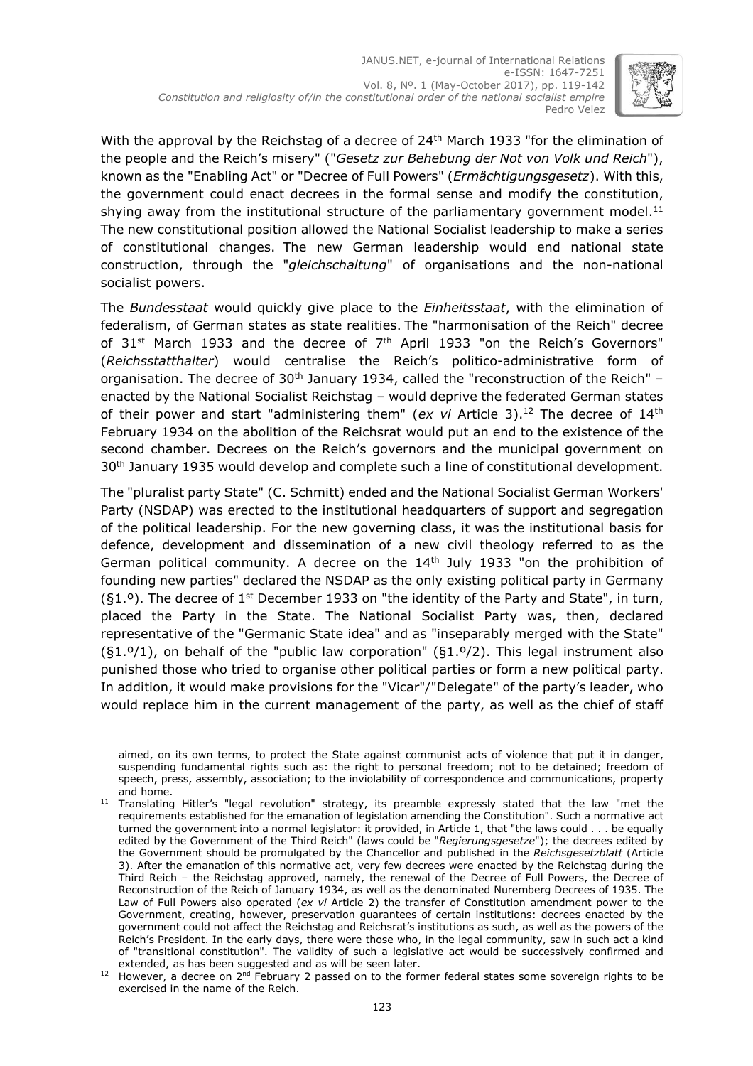With the approval by the Reichstag of a decree of 24th March 1933 "for the elimination of the people and the Reich's misery" ("*Gesetz zur Behebung der Not von Volk und Reich*"), known as the "Enabling Act" or "Decree of Full Powers" (*Ermächtigungsgesetz*). With this, the government could enact decrees in the formal sense and modify the constitution, shying away from the institutional structure of the parliamentary government model.[11] The new constitutional position allowed the National Socialist leadership to make a series of constitutional changes. The new German leadership would end national state construction, through the "*gleichschaltung*" of organisations and the non-national socialist powers.

The *Bundesstaat* would quickly give place to the *Einheitsstaat*, with the elimination of federalism, of German states as state realities. The "harmonisation of the Reich" decree of 31st March 1933 and the decree of 7th April 1933 "on the Reich's Governors" (*Reichsstatthalter*) would centralise the Reich's politico-administrative form of organisation. The decree of 30th January 1934, called the "reconstruction of the Reich" – enacted by the National Socialist Reichstag – would deprive the federated German states of their power and start "administering them" (*ex vi* Article 3).[12] The decree of 14th February 1934 on the abolition of the Reichsrat would put an end to the existence of the second chamber. Decrees on the Reich's governors and the municipal government on 30th January 1935 would develop and complete such a line of constitutional development.

The "pluralist party State" (C. Schmitt) ended and the National Socialist German Workers' Party (NSDAP) was erected to the institutional headquarters of support and segregation of the political leadership. For the new governing class, it was the institutional basis for defence, development and dissemination of a new civil theology referred to as the German political community. A decree on the 14th July 1933 "on the prohibition of founding new parties" declared the NSDAP as the only existing political party in Germany (§1.º). The decree of 1st December 1933 on "the identity of the Party and State", in turn, placed the Party in the State. The National Socialist Party was, then, declared representative of the "Germanic State idea" and as "inseparably merged with the State" (§1.º/1), on behalf of the "public law corporation" (§1.º/2). This legal instrument also punished those who tried to organise other political parties or form a new political party. In addition, it would make provisions for the "Vicar"/"Delegate" of the party's leader, who would replace him in the current management of the party, as well as the chief of staff

---

aimed, on its own terms, to protect the State against communist acts of violence that put it in danger, suspending fundamental rights such as: the right to personal freedom; not to be detained; freedom of speech, press, assembly, association; to the inviolability of correspondence and communications, property and home.

[11] Translating Hitler's "legal revolution" strategy, its preamble expressly stated that the law "met the requirements established for the emanation of legislation amending the Constitution". Such a normative act turned the government into a normal legislator: it provided, in Article 1, that "the laws could . . . be equally edited by the Government of the Third Reich" (laws could be "*Regierungsgesetze*"); the decrees edited by the Government should be promulgated by the Chancellor and published in the *Reichsgesetzblatt* (Article 3). After the emanation of this normative act, very few decrees were enacted by the Reichstag during the Third Reich – the Reichstag approved, namely, the renewal of the Decree of Full Powers, the Decree of Reconstruction of the Reich of January 1934, as well as the denominated Nuremberg Decrees of 1935. The Law of Full Powers also operated (*ex vi* Article 2) the transfer of Constitution amendment power to the Government, creating, however, preservation guarantees of certain institutions: decrees enacted by the government could not affect the Reichstag and Reichsrat's institutions as such, as well as the powers of the Reich's President. In the early days, there were those who, in the legal community, saw in such act a kind of "transitional constitution". The validity of such a legislative act would be successively confirmed and extended, as has been suggested and as will be seen later.

[12] However, a decree on 2nd February 2 passed on to the former federal states some sovereign rights to be exercised in the name of the Reich.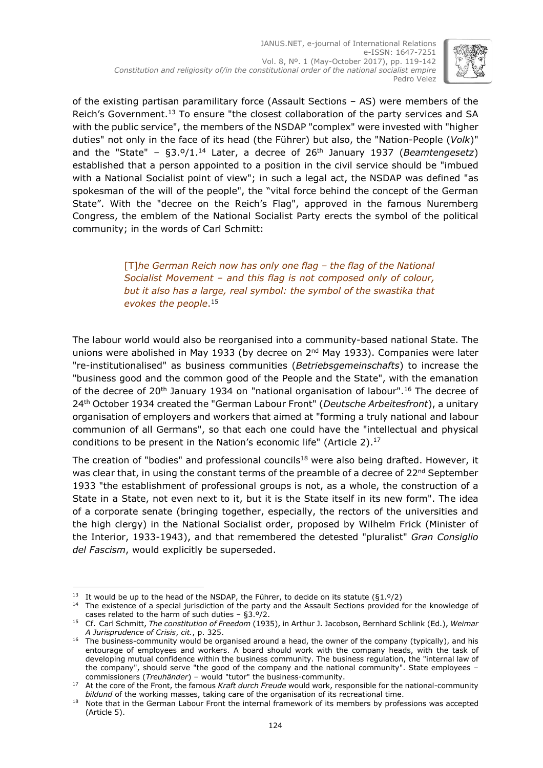of the existing partisan paramilitary force (Assault Sections – AS) were members of the Reich's Government.[13] To ensure "the closest collaboration of the party services and SA with the public service", the members of the NSDAP "complex" were invested with "higher duties" not only in the face of its head (the Führer) but also, the "Nation-People (*Volk*)" and the "State" – §3.º/1.[14] Later, a decree of 26th January 1937 (*Beamtengesetz*) established that a person appointed to a position in the civil service should be "imbued with a National Socialist point of view"; in such a legal act, the NSDAP was defined "as spokesman of the will of the people", the "vital force behind the concept of the German State". With the "decree on the Reich's Flag", approved in the famous Nuremberg Congress, the emblem of the National Socialist Party erects the symbol of the political community; in the words of Carl Schmitt:

> [T]*he German Reich now has only one flag – the flag of the National Socialist Movement – and this flag is not composed only of colour, but it also has a large, real symbol: the symbol of the swastika that evokes the people*.[15]

The labour world would also be reorganised into a community-based national State. The unions were abolished in May 1933 (by decree on 2nd May 1933). Companies were later "re-institutionalised" as business communities (*Betriebsgemeinschafts*) to increase the "business good and the common good of the People and the State", with the emanation of the decree of 20th January 1934 on "national organisation of labour".[16] The decree of 24th October 1934 created the "German Labour Front" (*Deutsche Arbeitesfront*), a unitary organisation of employers and workers that aimed at "forming a truly national and labour communion of all Germans", so that each one could have the "intellectual and physical conditions to be present in the Nation's economic life" (Article 2).[17]

The creation of "bodies" and professional councils[18] were also being drafted. However, it was clear that, in using the constant terms of the preamble of a decree of 22nd September 1933 "the establishment of professional groups is not, as a whole, the construction of a State in a State, not even next to it, but it is the State itself in its new form". The idea of a corporate senate (bringing together, especially, the rectors of the universities and the high clergy) in the National Socialist order, proposed by Wilhelm Frick (Minister of the Interior, 1933-1943), and that remembered the detested "pluralist" *Gran Consiglio del Fascism*, would explicitly be superseded.

---

[13] It would be up to the head of the NSDAP, the Führer, to decide on its statute (§1.º/2)

[14] The existence of a special jurisdiction of the party and the Assault Sections provided for the knowledge of cases related to the harm of such duties – §3.º/2.

[15] Cf. Carl Schmitt, *The constitution of Freedom* (1935), in Arthur J. Jacobson, Bernhard Schlink (Ed.), *Weimar A Jurisprudence of Crisis*, *cit.*, p. 325.

[16] The business-community would be organised around a head, the owner of the company (typically), and his entourage of employees and workers. A board should work with the company heads, with the task of developing mutual confidence within the business community. The business regulation, the "internal law of the company", should serve "the good of the company and the national community". State employees – commissioners (*Treuhänder*) – would "tutor" the business-community.

[17] At the core of the Front, the famous *Kraft durch Freude* would work, responsible for the national-community *bildund* of the working masses, taking care of the organisation of its recreational time.

[18] Note that in the German Labour Front the internal framework of its members by professions was accepted (Article 5).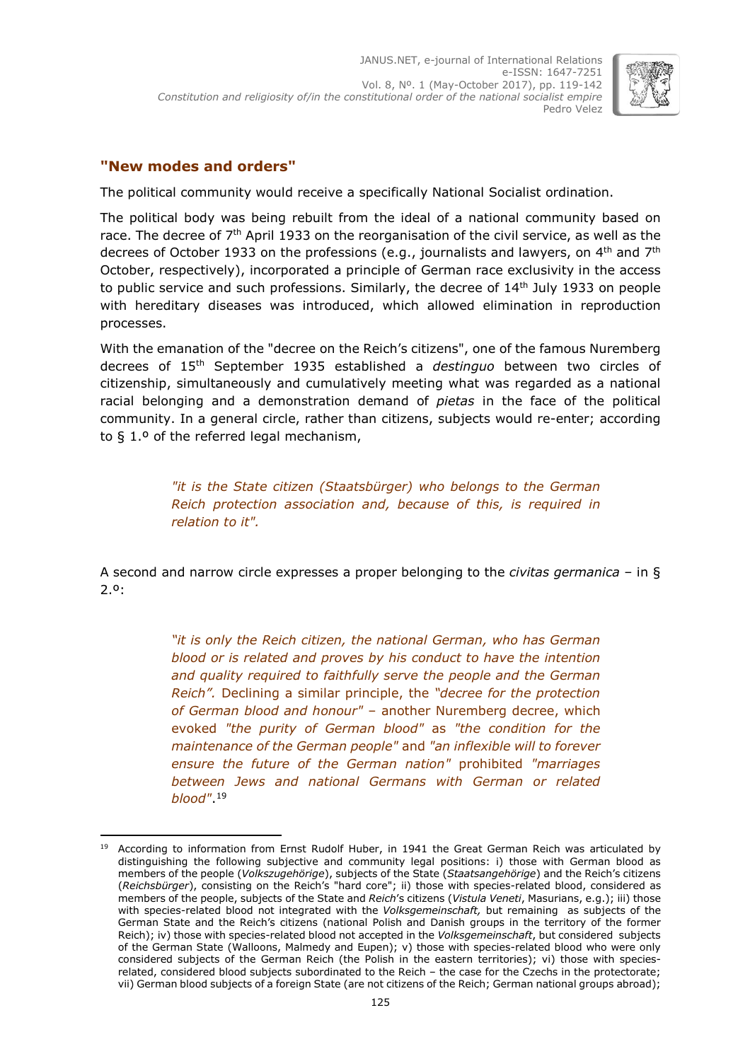## "New modes and orders"

The political community would receive a specifically National Socialist ordination.

The political body was being rebuilt from the ideal of a national community based on race. The decree of 7th April 1933 on the reorganisation of the civil service, as well as the decrees of October 1933 on the professions (e.g., journalists and lawyers, on 4th and 7th October, respectively), incorporated a principle of German race exclusivity in the access to public service and such professions. Similarly, the decree of 14th July 1933 on people with hereditary diseases was introduced, which allowed elimination in reproduction processes.

With the emanation of the "decree on the Reich's citizens", one of the famous Nuremberg decrees of 15th September 1935 established a *destinguo* between two circles of citizenship, simultaneously and cumulatively meeting what was regarded as a national racial belonging and a demonstration demand of *pietas* in the face of the political community. In a general circle, rather than citizens, subjects would re-enter; according to § 1.º of the referred legal mechanism,

> *"it is the State citizen (Staatsbürger) who belongs to the German Reich protection association and, because of this, is required in relation to it".*

A second and narrow circle expresses a proper belonging to the *civitas germanica* – in § 2.º:

> *"it is only the Reich citizen, the national German, who has German blood or is related and proves by his conduct to have the intention and quality required to faithfully serve the people and the German Reich".* Declining a similar principle, the *"decree for the protection of German blood and honour"* – another Nuremberg decree, which evoked *"the purity of German blood"* as *"the condition for the maintenance of the German people"* and *"an inflexible will to forever ensure the future of the German nation"* prohibited *"marriages between Jews and national Germans with German or related blood"*.[19]

[19] According to information from Ernst Rudolf Huber, in 1941 the Great German Reich was articulated by distinguishing the following subjective and community legal positions: i) those with German blood as members of the people (*Volkszugehörige*), subjects of the State (*Staatsangehörige*) and the Reich's citizens (*Reichsbürger*), consisting on the Reich's "hard core"; ii) those with species-related blood, considered as members of the people, subjects of the State and *Reich*'s citizens (*Vistula Veneti*, Masurians, e.g.); iii) those with species-related blood not integrated with the *Volksgemeinschaft,* but remaining as subjects of the German State and the Reich's citizens (national Polish and Danish groups in the territory of the former Reich); iv) those with species-related blood not accepted in the *Volksgemeinschaft*, but considered subjects of the German State (Walloons, Malmedy and Eupen); v) those with species-related blood who were only considered subjects of the German Reich (the Polish in the eastern territories); vi) those with species-related, considered blood subjects subordinated to the Reich – the case for the Czechs in the protectorate; vii) German blood subjects of a foreign State (are not citizens of the Reich; German national groups abroad);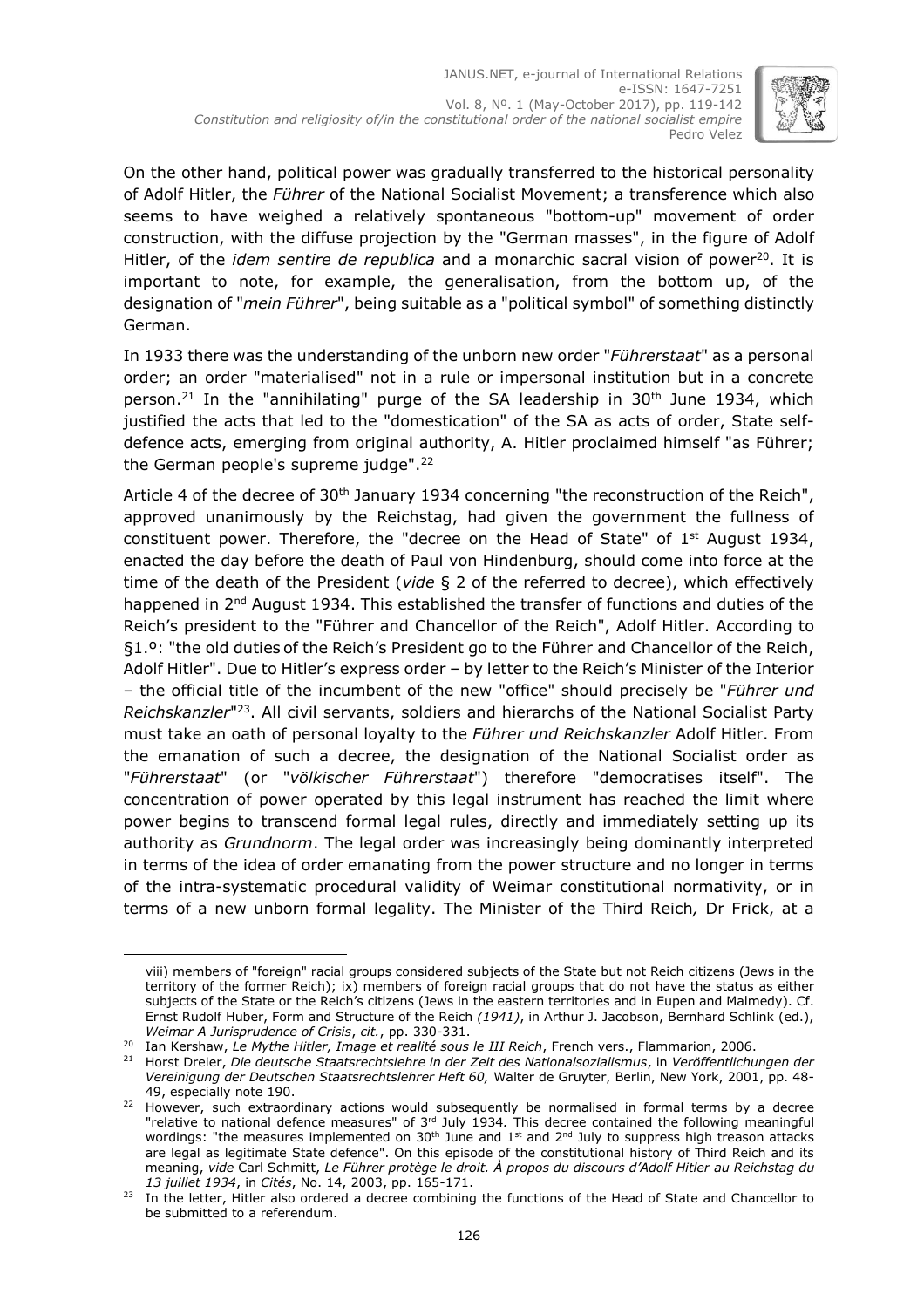On the other hand, political power was gradually transferred to the historical personality of Adolf Hitler, the *Führer* of the National Socialist Movement; a transference which also seems to have weighed a relatively spontaneous "bottom-up" movement of order construction, with the diffuse projection by the "German masses", in the figure of Adolf Hitler, of the *idem sentire de republica* and a monarchic sacral vision of power[20]. It is important to note, for example, the generalisation, from the bottom up, of the designation of "*mein Führer*", being suitable as a "political symbol" of something distinctly German.

In 1933 there was the understanding of the unborn new order "*Führerstaat*" as a personal order; an order "materialised" not in a rule or impersonal institution but in a concrete person.[21] In the "annihilating" purge of the SA leadership in 30th June 1934, which justified the acts that led to the "domestication" of the SA as acts of order, State self-defence acts, emerging from original authority, A. Hitler proclaimed himself "as Führer; the German people's supreme judge".[22]

Article 4 of the decree of 30th January 1934 concerning "the reconstruction of the Reich", approved unanimously by the Reichstag, had given the government the fullness of constituent power. Therefore, the "decree on the Head of State" of 1st August 1934, enacted the day before the death of Paul von Hindenburg, should come into force at the time of the death of the President (*vide* § 2 of the referred to decree), which effectively happened in 2nd August 1934. This established the transfer of functions and duties of the Reich's president to the "Führer and Chancellor of the Reich", Adolf Hitler. According to §1.º: "the old duties of the Reich's President go to the Führer and Chancellor of the Reich, Adolf Hitler". Due to Hitler's express order – by letter to the Reich's Minister of the Interior – the official title of the incumbent of the new "office" should precisely be "*Führer und Reichskanzler*"[23]. All civil servants, soldiers and hierarchs of the National Socialist Party must take an oath of personal loyalty to the *Führer und Reichskanzler* Adolf Hitler. From the emanation of such a decree, the designation of the National Socialist order as "*Führerstaat*" (or "*völkischer Führerstaat*") therefore "democratises itself". The concentration of power operated by this legal instrument has reached the limit where power begins to transcend formal legal rules, directly and immediately setting up its authority as *Grundnorm*. The legal order was increasingly being dominantly interpreted in terms of the idea of order emanating from the power structure and no longer in terms of the intra-systematic procedural validity of Weimar constitutional normativity, or in terms of a new unborn formal legality. The Minister of the Third Reich, Dr Frick, at a

---

viii) members of "foreign" racial groups considered subjects of the State but not Reich citizens (Jews in the territory of the former Reich); ix) members of foreign racial groups that do not have the status as either subjects of the State or the Reich's citizens (Jews in the eastern territories and in Eupen and Malmedy). Cf. Ernst Rudolf Huber, Form and Structure of the Reich *(1941)*, in Arthur J. Jacobson, Bernhard Schlink (ed.), *Weimar A Jurisprudence of Crisis*, *cit.*, pp. 330-331.

[20] Ian Kershaw, *Le Mythe Hitler, Image et realité sous le III Reich*, French vers., Flammarion, 2006.

[21] Horst Dreier, *Die deutsche Staatsrechtslehre in der Zeit des Nationalsozialismus*, in *Veröffentlichungen der Vereinigung der Deutschen Staatsrechtslehrer Heft 60,* Walter de Gruyter, Berlin, New York, 2001, pp. 48-49, especially note 190.

[22] However, such extraordinary actions would subsequently be normalised in formal terms by a decree "relative to national defence measures" of 3rd July 1934. This decree contained the following meaningful wordings: "the measures implemented on 30th June and 1st and 2nd July to suppress high treason attacks are legal as legitimate State defence". On this episode of the constitutional history of Third Reich and its meaning, *vide* Carl Schmitt, *Le Führer protège le droit. À propos du discours d'Adolf Hitler au Reichstag du 13 juillet 1934*, in *Cités*, No. 14, 2003, pp. 165-171.

[23] In the letter, Hitler also ordered a decree combining the functions of the Head of State and Chancellor to be submitted to a referendum.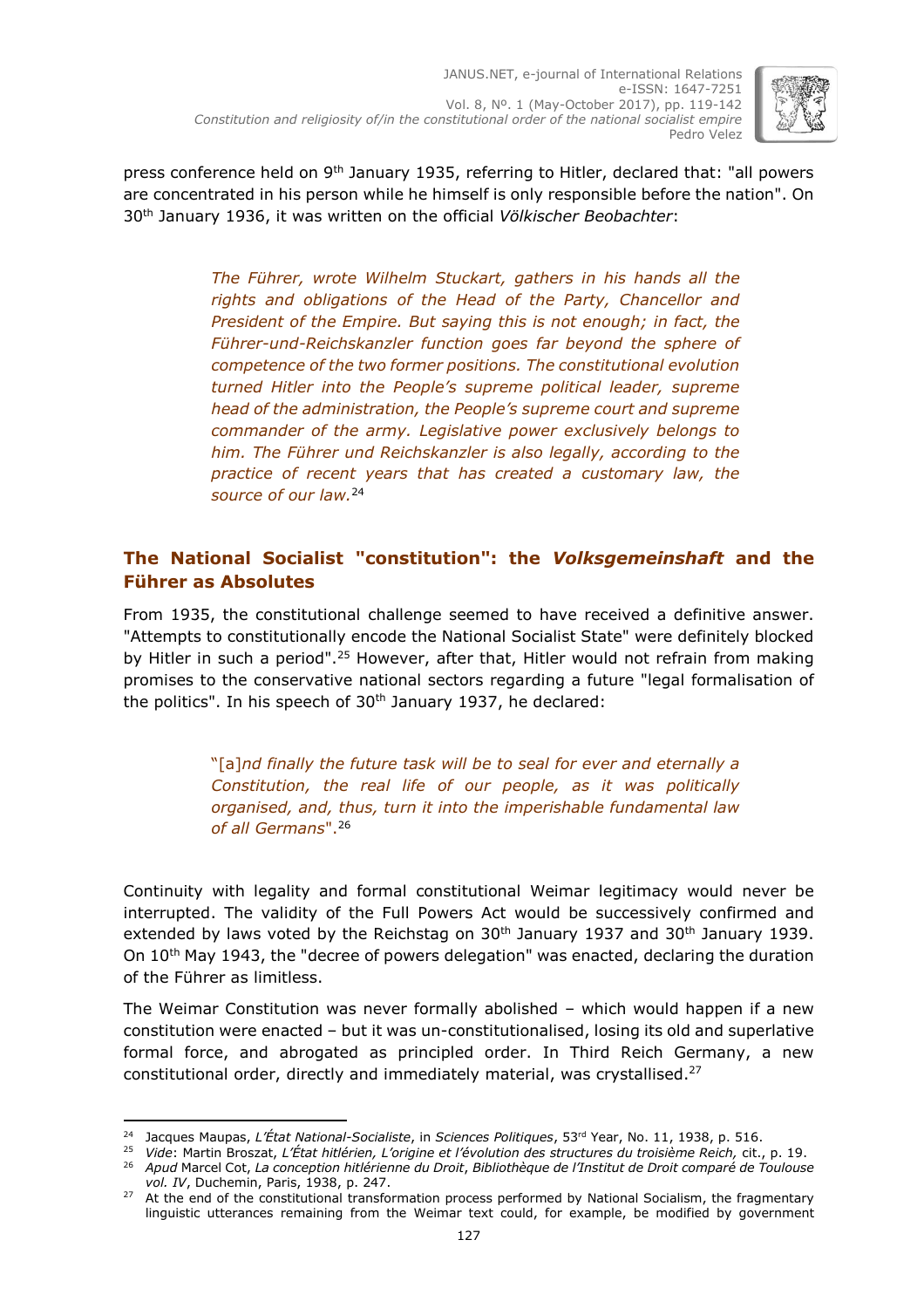press conference held on 9th January 1935, referring to Hitler, declared that: "all powers are concentrated in his person while he himself is only responsible before the nation". On 30th January 1936, it was written on the official *Völkischer Beobachter*:

> *The Führer, wrote Wilhelm Stuckart, gathers in his hands all the rights and obligations of the Head of the Party, Chancellor and President of the Empire. But saying this is not enough; in fact, the Führer-und-Reichskanzler function goes far beyond the sphere of competence of the two former positions. The constitutional evolution turned Hitler into the People's supreme political leader, supreme head of the administration, the People's supreme court and supreme commander of the army. Legislative power exclusively belongs to him. The Führer und Reichskanzler is also legally, according to the practice of recent years that has created a customary law, the source of our law.*[24]

## The National Socialist "constitution": the *Volksgemeinshaft* and the Führer as Absolutes

From 1935, the constitutional challenge seemed to have received a definitive answer. "Attempts to constitutionally encode the National Socialist State" were definitely blocked by Hitler in such a period".[25] However, after that, Hitler would not refrain from making promises to the conservative national sectors regarding a future "legal formalisation of the politics". In his speech of 30th January 1937, he declared:

> "[a]*nd finally the future task will be to seal for ever and eternally a Constitution, the real life of our people, as it was politically organised, and, thus, turn it into the imperishable fundamental law of all Germans*".[26]

Continuity with legality and formal constitutional Weimar legitimacy would never be interrupted. The validity of the Full Powers Act would be successively confirmed and extended by laws voted by the Reichstag on 30th January 1937 and 30th January 1939. On 10th May 1943, the "decree of powers delegation" was enacted, declaring the duration of the Führer as limitless.

The Weimar Constitution was never formally abolished – which would happen if a new constitution were enacted – but it was un-constitutionalised, losing its old and superlative formal force, and abrogated as principled order. In Third Reich Germany, a new constitutional order, directly and immediately material, was crystallised.[27]

---

[24] Jacques Maupas, *L'État National-Socialiste*, in *Sciences Politiques*, 53rd Year, No. 11, 1938, p. 516.

[25] *Vide*: Martin Broszat, *L'État hitlérien, L'origine et l'évolution des structures du troisième Reich,* cit., p. 19.

[26] *Apud* Marcel Cot, *La conception hitlérienne du Droit*, *Bibliothèque de l'Institut de Droit comparé de Toulouse vol. IV*, Duchemin, Paris, 1938, p. 247.

[27] At the end of the constitutional transformation process performed by National Socialism, the fragmentary linguistic utterances remaining from the Weimar text could, for example, be modified by government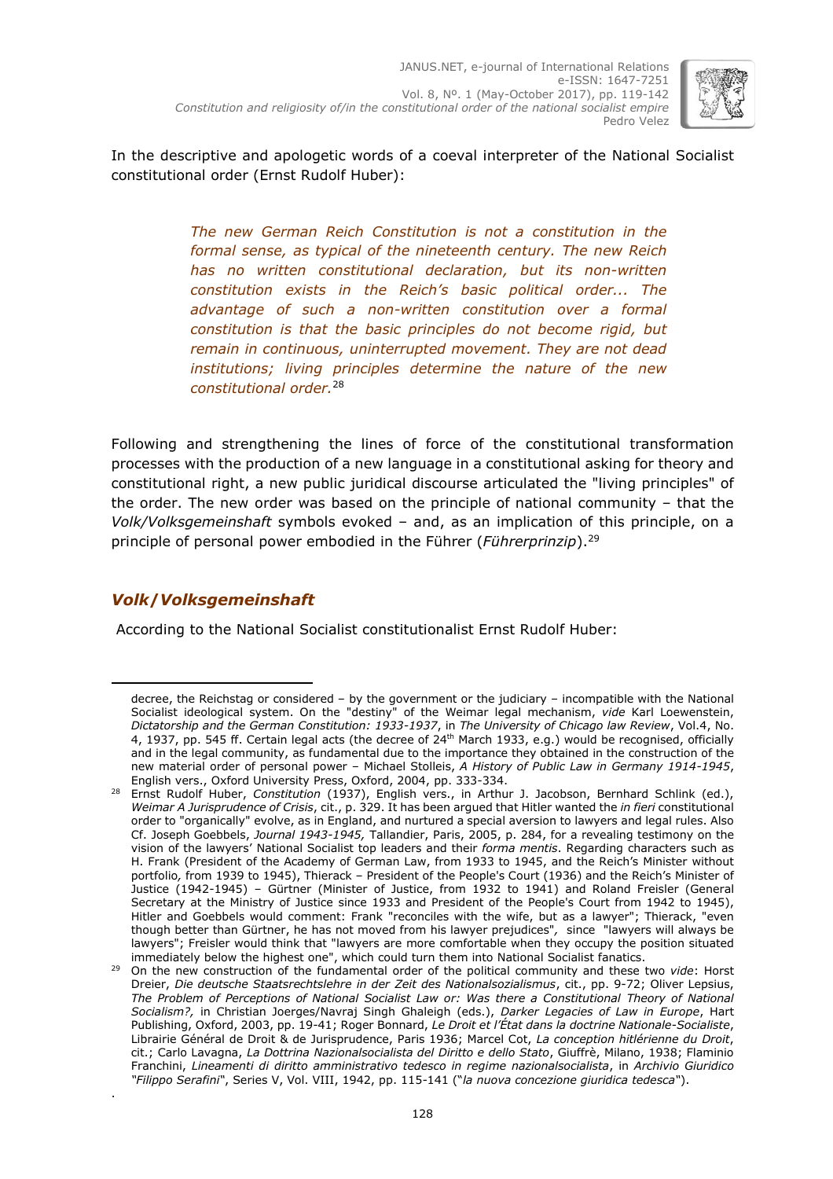In the descriptive and apologetic words of a coeval interpreter of the National Socialist constitutional order (Ernst Rudolf Huber):

> *The new German Reich Constitution is not a constitution in the formal sense, as typical of the nineteenth century. The new Reich has no written constitutional declaration, but its non-written constitution exists in the Reich's basic political order... The advantage of such a non-written constitution over a formal constitution is that the basic principles do not become rigid, but remain in continuous, uninterrupted movement. They are not dead institutions; living principles determine the nature of the new constitutional order.*[28]

Following and strengthening the lines of force of the constitutional transformation processes with the production of a new language in a constitutional asking for theory and constitutional right, a new public juridical discourse articulated the "living principles" of the order. The new order was based on the principle of national community – that the *Volk/Volksgemeinshaft* symbols evoked – and, as an implication of this principle, on a principle of personal power embodied in the Führer (*Führerprinzip*).[29]

## *Volk/Volksgemeinshaft*

According to the National Socialist constitutionalist Ernst Rudolf Huber:

---

decree, the Reichstag or considered – by the government or the judiciary – incompatible with the National Socialist ideological system. On the "destiny" of the Weimar legal mechanism, *vide* Karl Loewenstein, *Dictatorship and the German Constitution: 1933-1937*, in *The University of Chicago law Review*, Vol.4, No. 4, 1937, pp. 545 ff. Certain legal acts (the decree of 24th March 1933, e.g.) would be recognised, officially and in the legal community, as fundamental due to the importance they obtained in the construction of the new material order of personal power – Michael Stolleis, *A History of Public Law in Germany 1914-1945*, English vers., Oxford University Press, Oxford, 2004, pp. 333-334.

[28] Ernst Rudolf Huber, *Constitution* (1937), English vers., in Arthur J. Jacobson, Bernhard Schlink (ed.), *Weimar A Jurisprudence of Crisis*, cit., p. 329. It has been argued that Hitler wanted the *in fieri* constitutional order to "organically" evolve, as in England, and nurtured a special aversion to lawyers and legal rules. Also Cf. Joseph Goebbels, *Journal 1943-1945,* Tallandier, Paris, 2005, p. 284, for a revealing testimony on the vision of the lawyers' National Socialist top leaders and their *forma mentis*. Regarding characters such as H. Frank (President of the Academy of German Law, from 1933 to 1945, and the Reich's Minister without portfolio, from 1939 to 1945), Thierack – President of the People's Court (1936) and the Reich's Minister of Justice (1942-1945) – Gürtner (Minister of Justice, from 1932 to 1941) and Roland Freisler (General Secretary at the Ministry of Justice since 1933 and President of the People's Court from 1942 to 1945), Hitler and Goebbels would comment: Frank "reconciles with the wife, but as a lawyer"; Thierack, "even though better than Gürtner, he has not moved from his lawyer prejudices", since "lawyers will always be lawyers"; Freisler would think that "lawyers are more comfortable when they occupy the position situated immediately below the highest one", which could turn them into National Socialist fanatics.

[29] On the new construction of the fundamental order of the political community and these two *vide*: Horst Dreier, *Die deutsche Staatsrechtslehre in der Zeit des Nationalsozialismus*, cit., pp. 9-72; Oliver Lepsius, *The Problem of Perceptions of National Socialist Law or: Was there a Constitutional Theory of National Socialism?,* in Christian Joerges/Navraj Singh Ghaleigh (eds.), *Darker Legacies of Law in Europe*, Hart Publishing, Oxford, 2003, pp. 19-41; Roger Bonnard, *Le Droit et l'État dans la doctrine Nationale-Socialiste*, Librairie Général de Droit & de Jurisprudence, Paris 1936; Marcel Cot, *La conception hitlérienne du Droit*, cit.; Carlo Lavagna, *La Dottrina Nazionalsocialista del Diritto e dello Stato*, Giuffrè, Milano, 1938; Flaminio Franchini, *Lineamenti di diritto amministrativo tedesco in regime nazionalsocialista*, in *Archivio Giuridico "Filippo Serafini"*, Series V, Vol. VIII, 1942, pp. 115-141 ("*la nuova concezione giuridica tedesca*").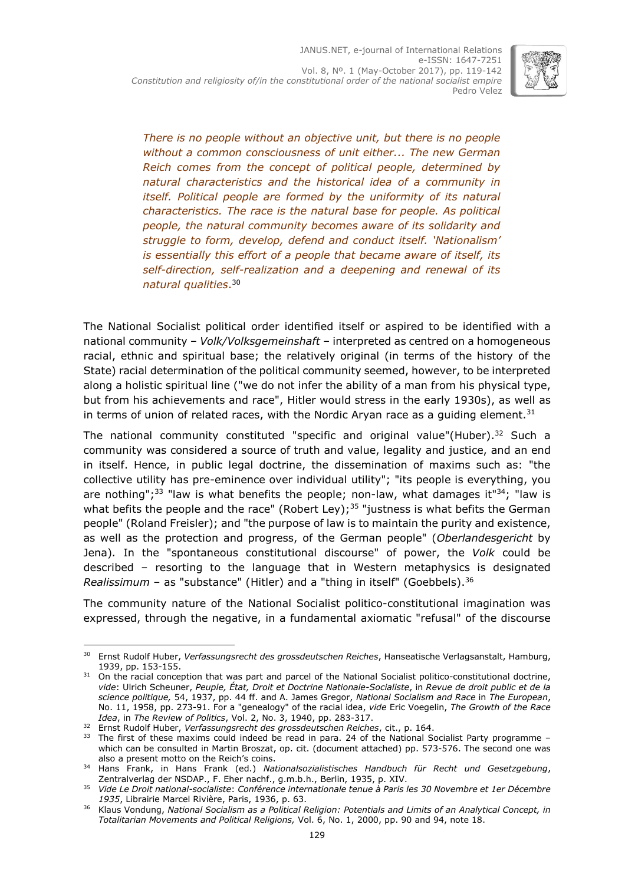*There is no people without an objective unit, but there is no people without a common consciousness of unit either... The new German Reich comes from the concept of political people, determined by natural characteristics and the historical idea of a community in itself. Political people are formed by the uniformity of its natural characteristics. The race is the natural base for people. As political people, the natural community becomes aware of its solidarity and struggle to form, develop, defend and conduct itself. 'Nationalism' is essentially this effort of a people that became aware of itself, its self-direction, self-realization and a deepening and renewal of its natural qualities*.[30]

The National Socialist political order identified itself or aspired to be identified with a national community – *Volk/Volksgemeinschaft* – interpreted as centred on a homogeneous racial, ethnic and spiritual base; the relatively original (in terms of the history of the State) racial determination of the political community seemed, however, to be interpreted along a holistic spiritual line ("we do not infer the ability of a man from his physical type, but from his achievements and race", Hitler would stress in the early 1930s), as well as in terms of union of related races, with the Nordic Aryan race as a guiding element.[31]

The national community constituted "specific and original value"(Huber).[32] Such a community was considered a source of truth and value, legality and justice, and an end in itself. Hence, in public legal doctrine, the dissemination of maxims such as: "the collective utility has pre-eminence over individual utility"; "its people is everything, you are nothing";[33] "law is what benefits the people; non-law, what damages it"[34]; "law is what befits the people and the race" (Robert Ley);[35] "justness is what befits the German people" (Roland Freisler); and "the purpose of law is to maintain the purity and existence, as well as the protection and progress, of the German people" (*Oberlandesgericht* by Jena). In the "spontaneous constitutional discourse" of power, the *Volk* could be described – resorting to the language that in Western metaphysics is designated *Realissimum* – as "substance" (Hitler) and a "thing in itself" (Goebbels).[36]

The community nature of the National Socialist politico-constitutional imagination was expressed, through the negative, in a fundamental axiomatic "refusal" of the discourse

---

[30] Ernst Rudolf Huber, *Verfassungsrecht des grossdeutschen Reiches*, Hanseatische Verlagsanstalt, Hamburg, 1939, pp. 153-155.

[31] On the racial conception that was part and parcel of the National Socialist politico-constitutional doctrine, *vide*: Ulrich Scheuner, *Peuple, État, Droit et Doctrine Nationale-Socialiste*, in *Revue de droit public et de la science politique,* 54, 1937, pp. 44 ff. and A. James Gregor, *National Socialism and Race* in *The European*, No. 11, 1958, pp. 273-91. For a "genealogy" of the racial idea, *vide* Eric Voegelin, *The Growth of the Race Idea*, in *The Review of Politics*, Vol. 2, No. 3, 1940, pp. 283-317.

[32] Ernst Rudolf Huber, *Verfassungsrecht des grossdeutschen Reiches*, cit., p. 164.

[33] The first of these maxims could indeed be read in para. 24 of the National Socialist Party programme – which can be consulted in Martin Broszat, op. cit. (document attached) pp. 573-576. The second one was also a present motto on the Reich's coins.

[34] Hans Frank, in Hans Frank (ed.) *Nationalsozialistisches Handbuch für Recht und Gesetzgebung*, Zentralverlag der NSDAP., F. Eher nachf., g.m.b.h., Berlin, 1935, p. XIV.

[35] *Vide Le Droit national-socialiste*: *Conférence internationale tenue à Paris les 30 Novembre et 1er Décembre 1935*, Librairie Marcel Rivière, Paris, 1936, p. 63.

[36] Klaus Vondung, *National Socialism as a Political Religion: Potentials and Limits of an Analytical Concept, in Totalitarian Movements and Political Religions,* Vol. 6, No. 1, 2000, pp. 90 and 94, note 18.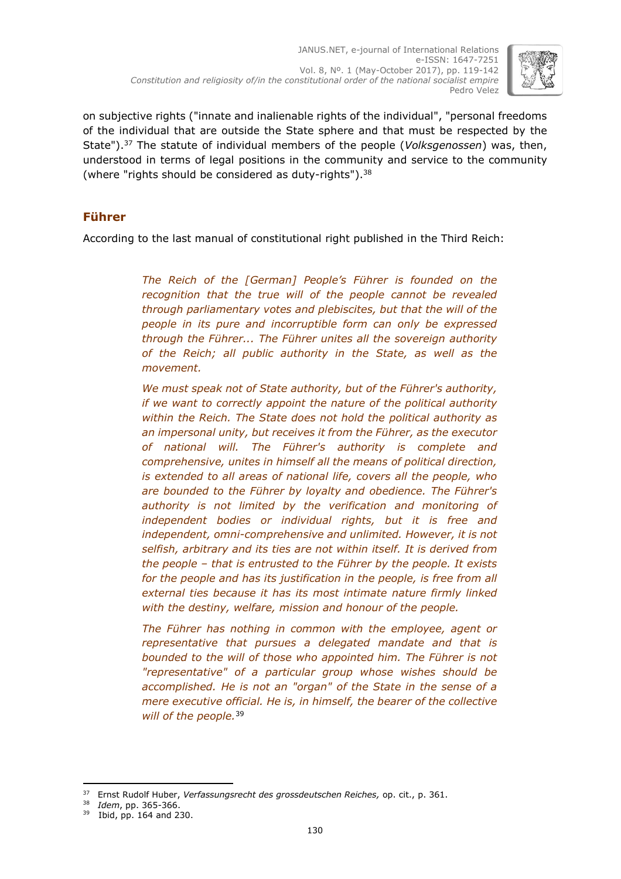on subjective rights ("innate and inalienable rights of the individual", "personal freedoms of the individual that are outside the State sphere and that must be respected by the State").[37] The statute of individual members of the people (*Volksgenossen*) was, then, understood in terms of legal positions in the community and service to the community (where "rights should be considered as duty-rights").[38]

## Führer

According to the last manual of constitutional right published in the Third Reich:

> *The Reich of the [German] People's Führer is founded on the recognition that the true will of the people cannot be revealed through parliamentary votes and plebiscites, but that the will of the people in its pure and incorruptible form can only be expressed through the Führer... The Führer unites all the sovereign authority of the Reich; all public authority in the State, as well as the movement.*
>
> *We must speak not of State authority, but of the Führer's authority, if we want to correctly appoint the nature of the political authority within the Reich. The State does not hold the political authority as an impersonal unity, but receives it from the Führer, as the executor of national will. The Führer's authority is complete and comprehensive, unites in himself all the means of political direction, is extended to all areas of national life, covers all the people, who are bounded to the Führer by loyalty and obedience. The Führer's authority is not limited by the verification and monitoring of independent bodies or individual rights, but it is free and independent, omni-comprehensive and unlimited. However, it is not selfish, arbitrary and its ties are not within itself. It is derived from the people – that is entrusted to the Führer by the people. It exists for the people and has its justification in the people, is free from all external ties because it has its most intimate nature firmly linked with the destiny, welfare, mission and honour of the people.*
>
> *The Führer has nothing in common with the employee, agent or representative that pursues a delegated mandate and that is bounded to the will of those who appointed him. The Führer is not "representative" of a particular group whose wishes should be accomplished. He is not an "organ" of the State in the sense of a mere executive official. He is, in himself, the bearer of the collective will of the people.*[39]

---

[37] Ernst Rudolf Huber, *Verfassungsrecht des grossdeutschen Reiches,* op. cit., p. 361.

[38] *Idem*, pp. 365-366.

[39] Ibid, pp. 164 and 230.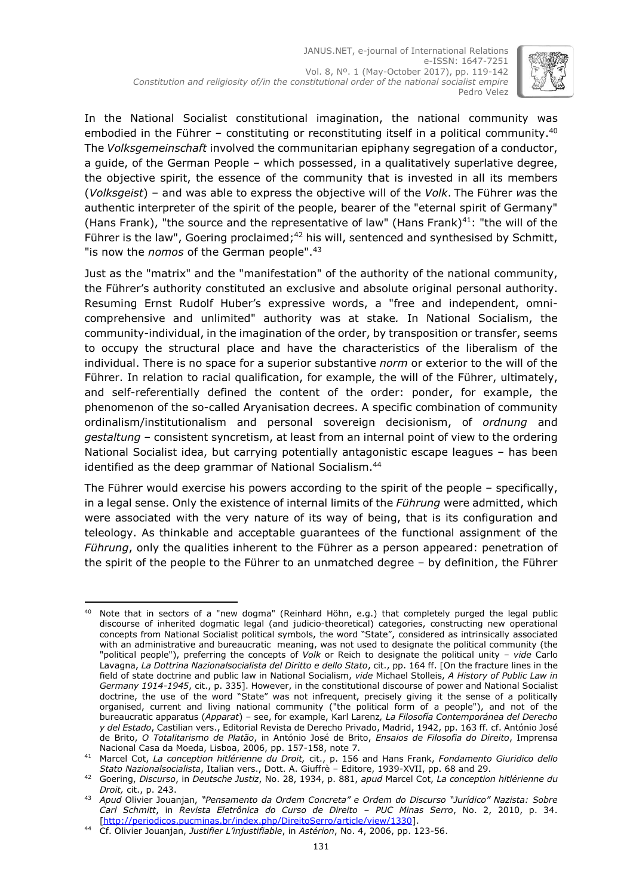In the National Socialist constitutional imagination, the national community was embodied in the Führer – constituting or reconstituting itself in a political community.[40] The *Volksgemeinschaft* involved the communitarian epiphany segregation of a conductor, a guide, of the German People – which possessed, in a qualitatively superlative degree, the objective spirit, the essence of the community that is invested in all its members (*Volksgeist*) – and was able to express the objective will of the *Volk*. The Führer *w*as the authentic interpreter of the spirit of the people, bearer of the "eternal spirit of Germany" (Hans Frank), "the source and the representative of law" (Hans Frank)[41]: "the will of the Führer is the law", Goering proclaimed;[42] his will, sentenced and synthesised by Schmitt, "is now the *nomos* of the German people".[43]

Just as the "matrix" and the "manifestation" of the authority of the national community, the Führer's authority constituted an exclusive and absolute original personal authority. Resuming Ernst Rudolf Huber's expressive words, a "free and independent, omni-comprehensive and unlimited" authority was at stake*.* In National Socialism, the community-individual, in the imagination of the order, by transposition or transfer, seems to occupy the structural place and have the characteristics of the liberalism of the individual. There is no space for a superior substantive *norm* or exterior to the will of the Führer. In relation to racial qualification, for example, the will of the Führer, ultimately, and self-referentially defined the content of the order: ponder, for example, the phenomenon of the so-called Aryanisation decrees. A specific combination of community ordinalism/institutionalism and personal sovereign decisionism, of *ordnung* and *gestaltung* – consistent syncretism, at least from an internal point of view to the ordering National Socialist idea, but carrying potentially antagonistic escape leagues – has been identified as the deep grammar of National Socialism.[44]

The Führer would exercise his powers according to the spirit of the people – specifically, in a legal sense. Only the existence of internal limits of the *Führung* were admitted, which were associated with the very nature of its way of being, that is its configuration and teleology. As thinkable and acceptable guarantees of the functional assignment of the *Führung*, only the qualities inherent to the Führer as a person appeared: penetration of the spirit of the people to the Führer to an unmatched degree – by definition, the Führer

---

[40] Note that in sectors of a "new dogma" (Reinhard Höhn, e.g.) that completely purged the legal public discourse of inherited dogmatic legal (and judicio-theoretical) categories, constructing new operational concepts from National Socialist political symbols, the word "State", considered as intrinsically associated with an administrative and bureaucratic meaning, was not used to designate the political community (the "political people"), preferring the concepts of *Volk* or Reich to designate the political unity – *vide* Carlo Lavagna, *La Dottrina Nazionalsocialista del Diritto e dello Stato*, cit., pp. 164 ff. [On the fracture lines in the field of state doctrine and public law in National Socialism, *vide* Michael Stolleis, *A History of Public Law in Germany 1914-1945*, cit., p. 335]. However, in the constitutional discourse of power and National Socialist doctrine, the use of the word "State" was not infrequent, precisely giving it the sense of a politically organised, current and living national community ("the political form of a people"), and not of the bureaucratic apparatus (*Apparat*) – see, for example, Karl Larenz*, La Filosofía Contemporánea del Derecho y del Estado*, Castilian vers., Editorial Revista de Derecho Privado, Madrid, 1942, pp. 163 ff. cf. António José de Brito, *O Totalitarismo de Platão*, in António José de Brito, *Ensaios de Filosofia do Direito*, Imprensa Nacional Casa da Moeda, Lisboa, 2006, pp. 157-158, note 7.

[41] Marcel Cot, *La conception hitlérienne du Droit,* cit., p. 156 and Hans Frank, *Fondamento Giuridico dello Stato Nazionalsocialista*, Italian vers., Dott. A. Giuffrè – Editore, 1939-XVII, pp. 68 and 29.

[42] Goering, *Discurso*, in *Deutsche Justiz*, No. 28, 1934, p. 881, *apud* Marcel Cot, *La conception hitlérienne du Droit,* cit., p. 243.

[43] *Apud* Olivier Jouanjan, *"Pensamento da Ordem Concreta" e Ordem do Discurso "Jurídico" Nazista: Sobre Carl Schmitt*, in *Revista Eletrônica do Curso de Direito – PUC Minas Serro*, No. 2, 2010, p. 34. [http://periodicos.pucminas.br/index.php/DireitoSerro/article/view/1330].

[44] Cf. Olivier Jouanjan, *Justifier L'injustifiable*, in *Astérion*, No. 4, 2006, pp. 123-56.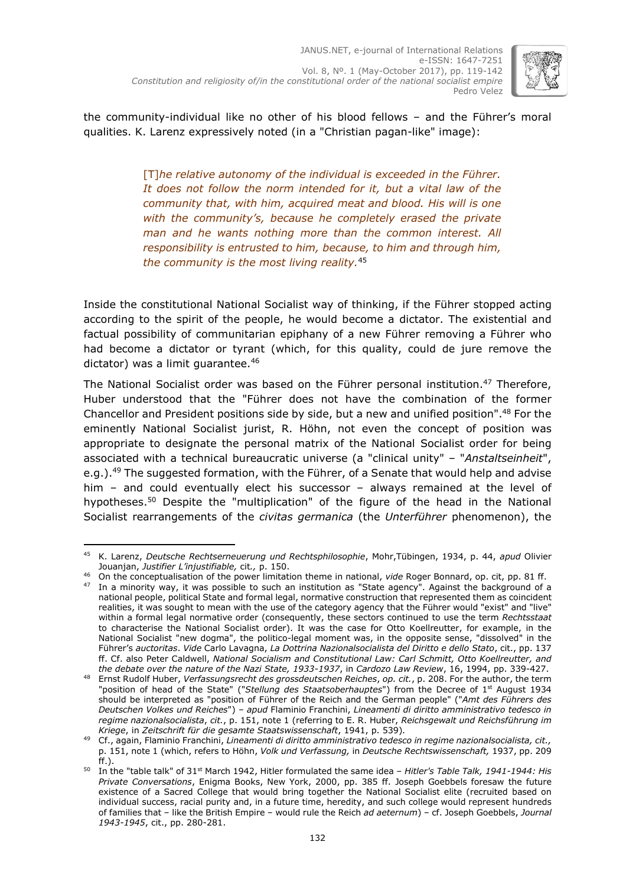the community-individual like no other of his blood fellows – and the Führer's moral qualities. K. Larenz expressively noted (in a "Christian pagan-like" image):

> [T]*he relative autonomy of the individual is exceeded in the Führer. It does not follow the norm intended for it, but a vital law of the community that, with him, acquired meat and blood. His will is one with the community's, because he completely erased the private man and he wants nothing more than the common interest. All responsibility is entrusted to him, because, to him and through him, the community is the most living reality.*[45]

Inside the constitutional National Socialist way of thinking, if the Führer stopped acting according to the spirit of the people, he would become a dictator. The existential and factual possibility of communitarian epiphany of a new Führer removing a Führer who had become a dictator or tyrant (which, for this quality, could de jure remove the dictator) was a limit guarantee.[46]

The National Socialist order was based on the Führer personal institution.[47] Therefore, Huber understood that the "Führer does not have the combination of the former Chancellor and President positions side by side, but a new and unified position".[48] For the eminently National Socialist jurist, R. Höhn, not even the concept of position was appropriate to designate the personal matrix of the National Socialist order for being associated with a technical bureaucratic universe (a "clinical unity" – "*Anstaltseinheit*", e.g.).[49] The suggested formation, with the Führer, of a Senate that would help and advise him – and could eventually elect his successor – always remained at the level of hypotheses.[50] Despite the "multiplication" of the figure of the head in the National Socialist rearrangements of the *civitas germanica* (the *Unterführer* phenomenon), the

---

[45] K. Larenz, *Deutsche Rechtserneuerung und Rechtsphilosophie*, Mohr,Tübingen, 1934, p. 44, *apud* Olivier Jouanjan, *Justifier L'injustifiable,* cit*.,* p. 150.

[46] On the conceptualisation of the power limitation theme in national, *vide* Roger Bonnard, op. cit, pp. 81 ff.

[47] In a minority way, it was possible to such an institution as "State agency". Against the background of a national people, political State and formal legal, normative construction that represented them as coincident realities, it was sought to mean with the use of the category agency that the Führer would "exist" and "live" within a formal legal normative order (consequently, these sectors continued to use the term *Rechtsstaat* to characterise the National Socialist order). It was the case for Otto Koellreutter, for example, in the National Socialist "new dogma", the politico-legal moment was, in the opposite sense, "dissolved" in the Führer's *auctoritas*. *Vide* Carlo Lavagna, *La Dottrina Nazionalsocialista del Diritto e dello Stato*, cit., pp. 137 ff. Cf. also Peter Caldwell, *National Socialism and Constitutional Law: Carl Schmitt, Otto Koellreutter, and the debate over the nature of the Nazi State, 1933-1937*, in *Cardozo Law Review*, 16, 1994, pp. 339-427.

[48] Ernst Rudolf Huber, *Verfassungsrecht des grossdeutschen Reiches*, *op. cit.*, p. 208. For the author, the term "position of head of the State" ("*Stellung des Staatsoberhauptes*") from the Decree of 1st August 1934 should be interpreted as "position of Führer of the Reich and the German people" ("*Amt des Führers des Deutschen Volkes und Reiches*") – *apud* Flaminio Franchini, *Lineamenti di diritto amministrativo tedesco in regime nazionalsocialista*, *cit.*, p. 151, note 1 (referring to E. R. Huber, *Reichsgewalt und Reichsführung im Kriege*, in *Zeitschrift für die gesamte Staatswissenschaft*, 1941, p. 539).

[49] Cf., again, Flaminio Franchini, *Lineamenti di diritto amministrativo tedesco in regime nazionalsocialista, cit.,* p. 151, note 1 (which, refers to Höhn, *Volk und Verfassung,* in *Deutsche Rechtswissenschaft,* 1937, pp. 209 ff.).

[50] In the "table talk" of 31st March 1942, Hitler formulated the same idea – *Hitler's Table Talk, 1941-1944: His Private Conversations*, Enigma Books, New York, 2000, pp. 385 ff. Joseph Goebbels foresaw the future existence of a Sacred College that would bring together the National Socialist elite (recruited based on individual success, racial purity and, in a future time, heredity, and such college would represent hundreds of families that – like the British Empire – would rule the Reich *ad aeternum*) – cf. Joseph Goebbels, *Journal 1943-1945*, cit., pp. 280-281.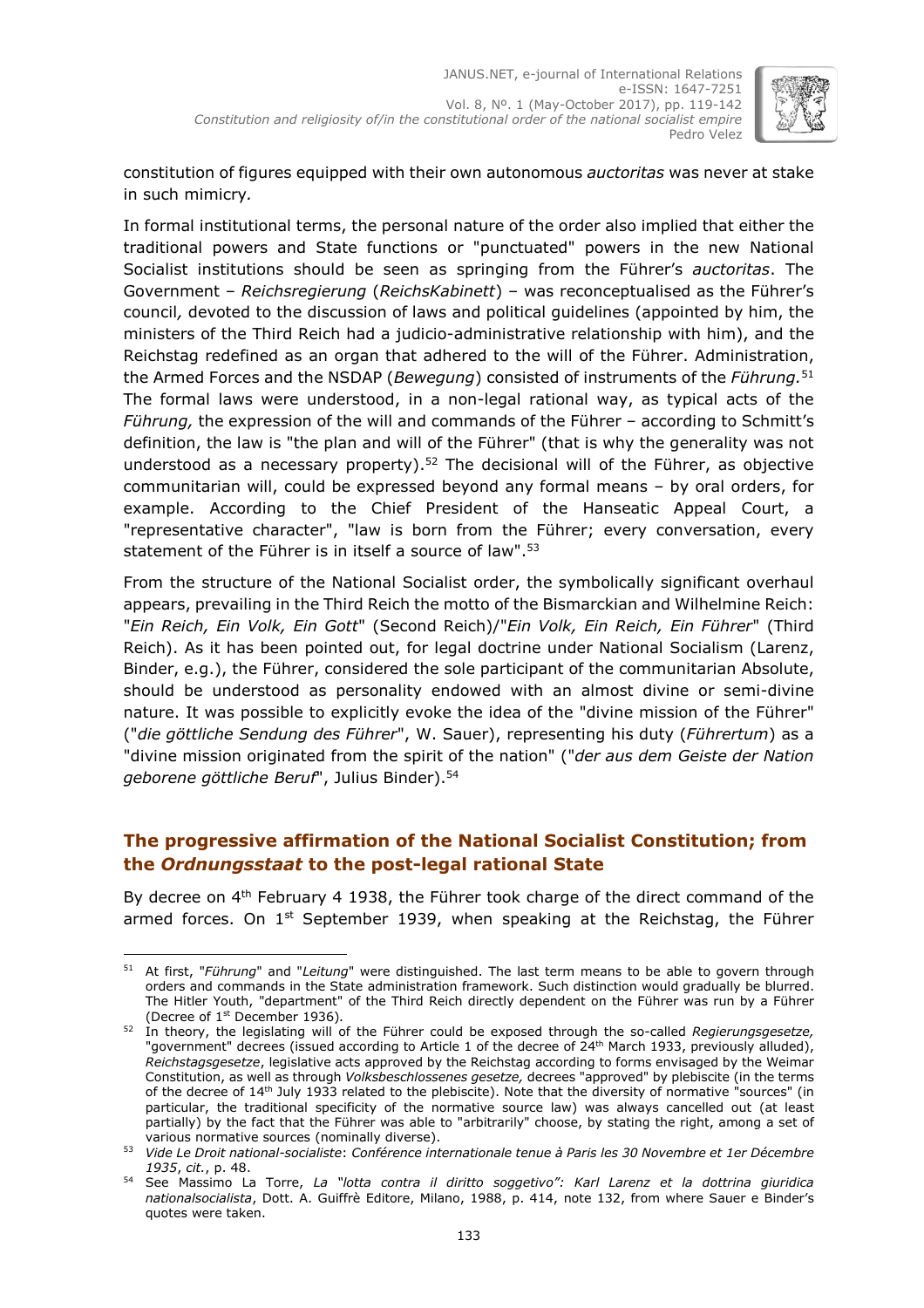constitution of figures equipped with their own autonomous *auctoritas* was never at stake in such mimicry*.*

In formal institutional terms, the personal nature of the order also implied that either the traditional powers and State functions or "punctuated" powers in the new National Socialist institutions should be seen as springing from the Führer's *auctoritas*. The Government – *Reichsregierung* (*ReichsKabinett*) – was reconceptualised as the Führer's council*,* devoted to the discussion of laws and political guidelines (appointed by him, the ministers of the Third Reich had a judicio-administrative relationship with him), and the Reichstag redefined as an organ that adhered to the will of the Führer. Administration, the Armed Forces and the NSDAP (*Bewegung*) consisted of instruments of the *Führung.*[51] The formal laws were understood, in a non-legal rational way, as typical acts of the *Führung,* the expression of the will and commands of the Führer – according to Schmitt's definition, the law is "the plan and will of the Führer" (that is why the generality was not understood as a necessary property).[52] The decisional will of the Führer, as objective communitarian will, could be expressed beyond any formal means – by oral orders, for example. According to the Chief President of the Hanseatic Appeal Court, a "representative character", "law is born from the Führer; every conversation, every statement of the Führer is in itself a source of law".[53]

From the structure of the National Socialist order, the symbolically significant overhaul appears, prevailing in the Third Reich the motto of the Bismarckian and Wilhelmine Reich: "*Ein Reich, Ein Volk, Ein Gott*" (Second Reich)/"*Ein Volk, Ein Reich, Ein Führer*" (Third Reich). As it has been pointed out, for legal doctrine under National Socialism (Larenz, Binder, e.g.), the Führer, considered the sole participant of the communitarian Absolute, should be understood as personality endowed with an almost divine or semi-divine nature. It was possible to explicitly evoke the idea of the "divine mission of the Führer" ("*die göttliche Sendung des Führer*", W. Sauer), representing his duty (*Führertum*) as a "divine mission originated from the spirit of the nation" ("*der aus dem Geiste der Nation geborene göttliche Beruf*", Julius Binder).[54]

## The progressive affirmation of the National Socialist Constitution; from the *Ordnungsstaat* to the post-legal rational State

By decree on 4th February 4 1938, the Führer took charge of the direct command of the armed forces. On 1st September 1939, when speaking at the Reichstag, the Führer

---

[51] At first, "*Führung*" and "*Leitung*" were distinguished. The last term means to be able to govern through orders and commands in the State administration framework. Such distinction would gradually be blurred. The Hitler Youth, "department" of the Third Reich directly dependent on the Führer was run by a Führer (Decree of 1st December 1936).

[52] In theory, the legislating will of the Führer could be exposed through the so-called *Regierungsgesetze,* "government" decrees (issued according to Article 1 of the decree of 24th March 1933, previously alluded), *Reichstagsgesetze*, legislative acts approved by the Reichstag according to forms envisaged by the Weimar Constitution, as well as through *Volksbeschlossenes gesetze,* decrees "approved" by plebiscite (in the terms of the decree of 14th July 1933 related to the plebiscite). Note that the diversity of normative "sources" (in particular, the traditional specificity of the normative source law) was always cancelled out (at least partially) by the fact that the Führer was able to "arbitrarily" choose, by stating the right, among a set of various normative sources (nominally diverse).

[53] *Vide Le Droit national-socialiste*: *Conférence internationale tenue à Paris les 30 Novembre et 1er Décembre 1935*, *cit.*, p. 48.

[54] See Massimo La Torre, *La "lotta contra il diritto soggettivo": Karl Larenz et la dottrina giuridica nationalsocialista*, Dott. A. Guiffrè Editore, Milano, 1988, p. 414, note 132, from where Sauer e Binder's quotes were taken.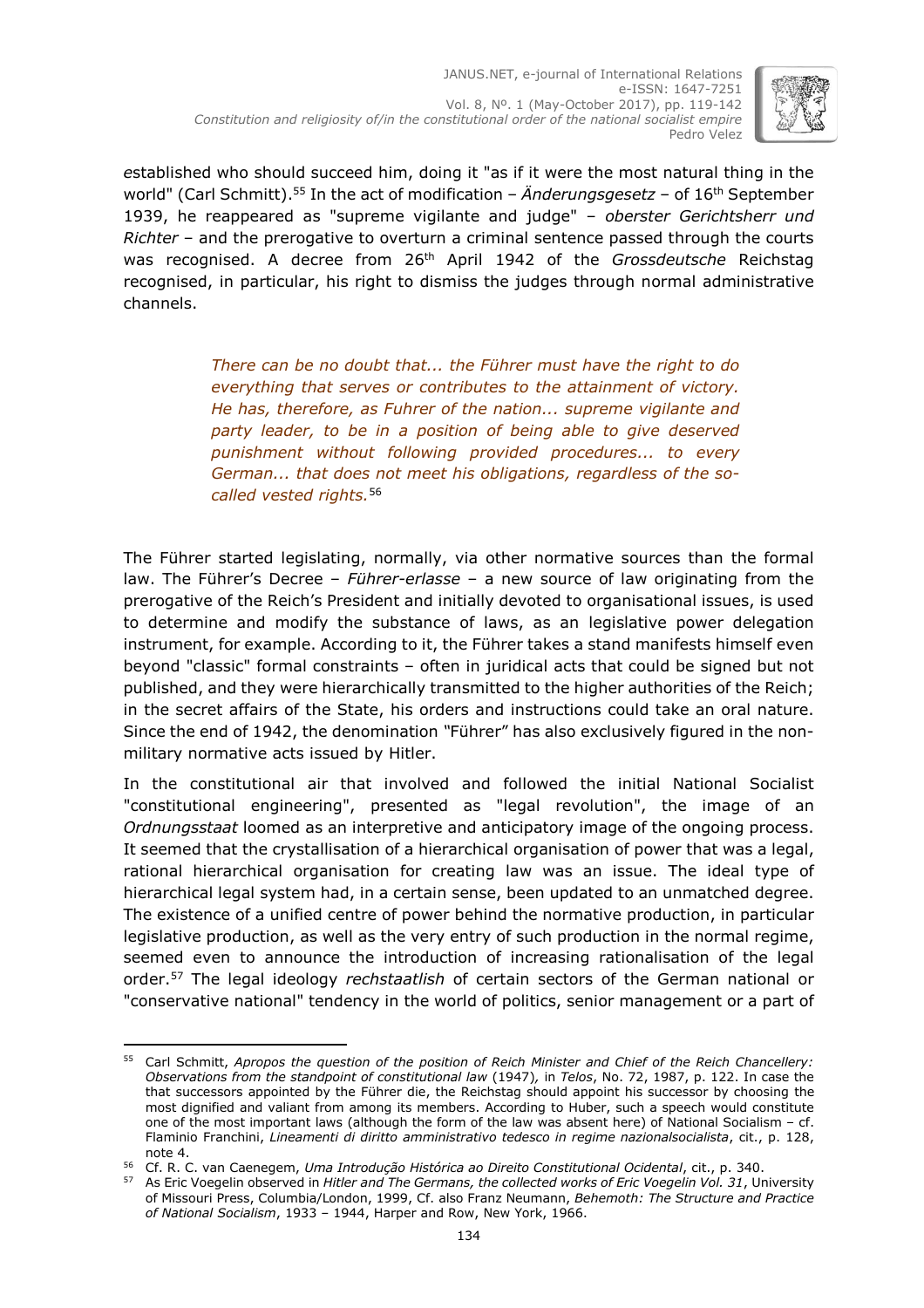established who should succeed him, doing it "as if it were the most natural thing in the world" (Carl Schmitt).[55] In the act of modification – *Änderungsgesetz* – of 16th September 1939, he reappeared as "supreme vigilante and judge" – *oberster Gerichtsherr und Richter* – and the prerogative to overturn a criminal sentence passed through the courts was recognised. A decree from 26th April 1942 of the *Grossdeutsche* Reichstag recognised, in particular, his right to dismiss the judges through normal administrative channels.

> *There can be no doubt that... the Führer must have the right to do everything that serves or contributes to the attainment of victory. He has, therefore, as Fuhrer of the nation... supreme vigilante and party leader, to be in a position of being able to give deserved punishment without following provided procedures... to every German... that does not meet his obligations, regardless of the so-called vested rights.*[56]

The Führer started legislating, normally, via other normative sources than the formal law. The Führer's Decree – *Führer-erlasse* – a new source of law originating from the prerogative of the Reich's President and initially devoted to organisational issues, is used to determine and modify the substance of laws, as an legislative power delegation instrument, for example. According to it, the Führer takes a stand manifests himself even beyond "classic" formal constraints – often in juridical acts that could be signed but not published, and they were hierarchically transmitted to the higher authorities of the Reich; in the secret affairs of the State, his orders and instructions could take an oral nature. Since the end of 1942, the denomination "Führer" has also exclusively figured in the non-military normative acts issued by Hitler.

In the constitutional air that involved and followed the initial National Socialist "constitutional engineering", presented as "legal revolution", the image of an *Ordnungsstaat* loomed as an interpretive and anticipatory image of the ongoing process. It seemed that the crystallisation of a hierarchical organisation of power that was a legal, rational hierarchical organisation for creating law was an issue. The ideal type of hierarchical legal system had, in a certain sense, been updated to an unmatched degree. The existence of a unified centre of power behind the normative production, in particular legislative production, as well as the very entry of such production in the normal regime, seemed even to announce the introduction of increasing rationalisation of the legal order.[57] The legal ideology *rechstaatlish* of certain sectors of the German national or "conservative national" tendency in the world of politics, senior management or a part of

---

[55] Carl Schmitt, *Apropos the question of the position of Reich Minister and Chief of the Reich Chancellery: Observations from the standpoint of constitutional law* (1947), in *Telos*, No. 72, 1987, p. 122. In case the that successors appointed by the Führer die, the Reichstag should appoint his successor by choosing the most dignified and valiant from among its members. According to Huber, such a speech would constitute one of the most important laws (although the form of the law was absent here) of National Socialism – cf. Flaminio Franchini, *Lineamenti di diritto amministrativo tedesco in regime nazionalsocialista*, cit., p. 128, note 4.

[56] Cf. R. C. van Caenegem, *Uma Introdução Histórica ao Direito Constitutional Ocidental*, cit., p. 340.

[57] As Eric Voegelin observed in *Hitler and The Germans, the collected works of Eric Voegelin Vol. 31*, University of Missouri Press, Columbia/London, 1999, Cf. also Franz Neumann, *Behemoth: The Structure and Practice of National Socialism*, 1933 – 1944, Harper and Row, New York, 1966.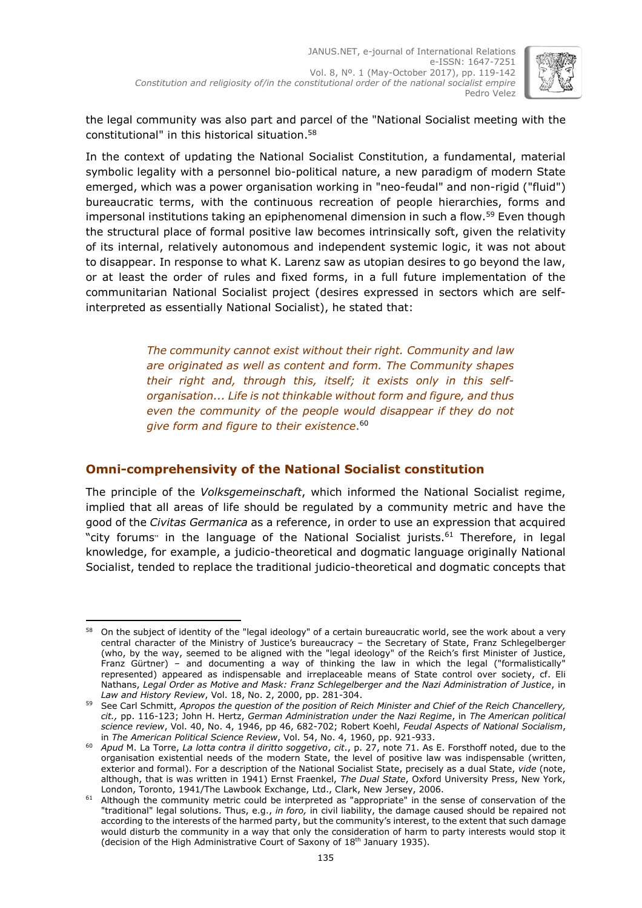the legal community was also part and parcel of the "National Socialist meeting with the constitutional" in this historical situation.[58]

In the context of updating the National Socialist Constitution, a fundamental, material symbolic legality with a personnel bio-political nature, a new paradigm of modern State emerged, which was a power organisation working in "neo-feudal" and non-rigid ("fluid") bureaucratic terms, with the continuous recreation of people hierarchies, forms and impersonal institutions taking an epiphenomenal dimension in such a flow.[59] Even though the structural place of formal positive law becomes intrinsically soft, given the relativity of its internal, relatively autonomous and independent systemic logic, it was not about to disappear. In response to what K. Larenz saw as utopian desires to go beyond the law, or at least the order of rules and fixed forms, in a full future implementation of the communitarian National Socialist project (desires expressed in sectors which are self-interpreted as essentially National Socialist), he stated that:

> *The community cannot exist without their right. Community and law are originated as well as content and form. The Community shapes their right and, through this, itself; it exists only in this self-organisation... Life is not thinkable without form and figure, and thus even the community of the people would disappear if they do not give form and figure to their existence*.[60]

## Omni-comprehensivity of the National Socialist constitution

The principle of the *Volksgemeinschaft*, which informed the National Socialist regime, implied that all areas of life should be regulated by a community metric and have the good of the *Civitas Germanica* as a reference, in order to use an expression that acquired "city forums" in the language of the National Socialist jurists.[61] Therefore, in legal knowledge, for example, a judicio-theoretical and dogmatic language originally National Socialist, tended to replace the traditional judicio-theoretical and dogmatic concepts that

---

[58] On the subject of identity of the "legal ideology" of a certain bureaucratic world, see the work about a very central character of the Ministry of Justice's bureaucracy – the Secretary of State, Franz Schlegelberger (who, by the way, seemed to be aligned with the "legal ideology" of the Reich's first Minister of Justice, Franz Gürtner) – and documenting a way of thinking the law in which the legal ("formalistically" represented) appeared as indispensable and irreplaceable means of State control over society, cf. Eli Nathans, *Legal Order as Motive and Mask: Franz Schlegelberger and the Nazi Administration of Justice*, in *Law and History Review*, Vol. 18, No. 2, 2000, pp. 281-304.

[59] See Carl Schmitt, *Apropos the question of the position of Reich Minister and Chief of the Reich Chancellery, cit.,* pp. 116-123; John H. Hertz, *German Administration under the Nazi Regime*, in *The American political science review*, Vol. 40, No. 4, 1946, pp 46, 682-702; Robert Koehl, *Feudal Aspects of National Socialism*, in *The American Political Science Review*, Vol. 54, No. 4, 1960, pp. 921-933.

[60] *Apud* M. La Torre, *La lotta contra il diritto soggetivo*, *cit*., p. 27, note 71. As E. Forsthoff noted, due to the organisation existential needs of the modern State, the level of positive law was indispensable (written, exterior and formal). For a description of the National Socialist State, precisely as a dual State, *vide* (note, although, that is was written in 1941) Ernst Fraenkel, *The Dual State*, Oxford University Press, New York, London, Toronto, 1941/The Lawbook Exchange, Ltd., Clark, New Jersey, 2006.

[61] Although the community metric could be interpreted as "appropriate" in the sense of conservation of the "traditional" legal solutions. Thus, e.g., *in foro,* in civil liability, the damage caused should be repaired not according to the interests of the harmed party, but the community's interest, to the extent that such damage would disturb the community in a way that only the consideration of harm to party interests would stop it (decision of the High Administrative Court of Saxony of 18th January 1935).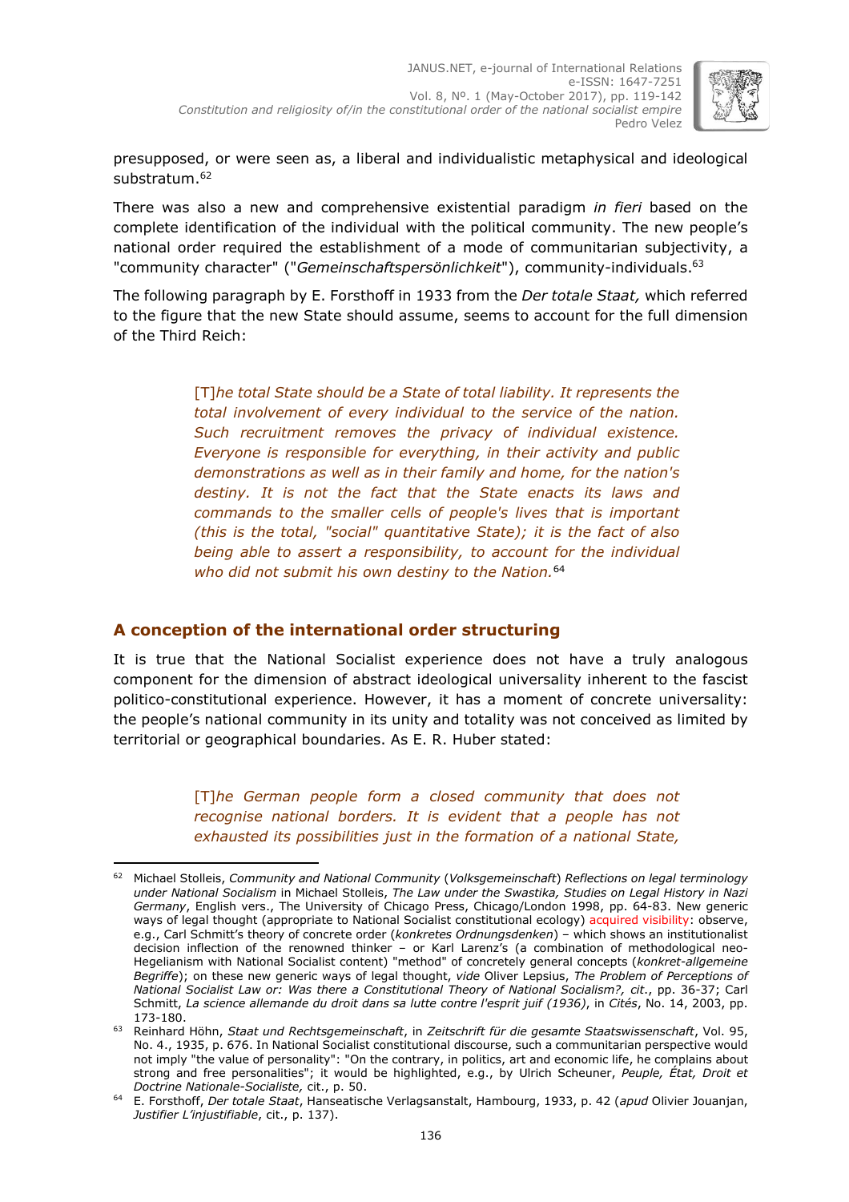presupposed, or were seen as, a liberal and individualistic metaphysical and ideological substratum.[62]

There was also a new and comprehensive existential paradigm *in fieri* based on the complete identification of the individual with the political community. The new people's national order required the establishment of a mode of communitarian subjectivity, a "community character" ("*Gemeinschaftspersönlichkeit*"), community-individuals.[63]

The following paragraph by E. Forsthoff in 1933 from the *Der totale Staat,* which referred to the figure that the new State should assume, seems to account for the full dimension of the Third Reich:

> [T]*he total State should be a State of total liability. It represents the total involvement of every individual to the service of the nation. Such recruitment removes the privacy of individual existence. Everyone is responsible for everything, in their activity and public demonstrations as well as in their family and home, for the nation's destiny. It is not the fact that the State enacts its laws and commands to the smaller cells of people's lives that is important (this is the total, "social" quantitative State); it is the fact of also being able to assert a responsibility, to account for the individual who did not submit his own destiny to the Nation.*[64]

## A conception of the international order structuring

It is true that the National Socialist experience does not have a truly analogous component for the dimension of abstract ideological universality inherent to the fascist politico-constitutional experience. However, it has a moment of concrete universality: the people's national community in its unity and totality was not conceived as limited by territorial or geographical boundaries. As E. R. Huber stated:

> [T]*he German people form a closed community that does not recognise national borders. It is evident that a people has not exhausted its possibilities just in the formation of a national State,*

---

[62] Michael Stolleis, *Community and National Community* (*Volksgemeinschaft*) *Reflections on legal terminology under National Socialism* in Michael Stolleis, *The Law under the Swastika, Studies on Legal History in Nazi Germany*, English vers., The University of Chicago Press, Chicago/London 1998, pp. 64-83. New generic ways of legal thought (appropriate to National Socialist constitutional ecology) acquired visibility: observe, e.g., Carl Schmitt's theory of concrete order (*konkretes Ordnungsdenken*) – which shows an institutionalist decision inflection of the renowned thinker – or Karl Larenz's (a combination of methodological neo-Hegelianism with National Socialist content) "method" of concretely general concepts (*konkret-allgemeine Begriffe*); on these new generic ways of legal thought, *vide* Oliver Lepsius, *The Problem of Perceptions of National Socialist Law or: Was there a Constitutional Theory of National Socialism?, cit.*, pp. 36-37; Carl Schmitt, *La science allemande du droit dans sa lutte contre l'esprit juif (1936)*, in *Cités*, No. 14, 2003, pp. 173-180.

[63] Reinhard Höhn, *Staat und Rechtsgemeinschaft*, in *Zeitschrift für die gesamte Staatswissenschaft*, Vol. 95, No. 4., 1935, p. 676. In National Socialist constitutional discourse, such a communitarian perspective would not imply "the value of personality": "On the contrary, in politics, art and economic life, he complains about strong and free personalities"; it would be highlighted, e.g., by Ulrich Scheuner, *Peuple, État, Droit et Doctrine Nationale-Socialiste,* cit., p. 50.

[64] E. Forsthoff, *Der totale Staat*, Hanseatische Verlagsanstalt, Hambourg, 1933, p. 42 (*apud* Olivier Jouanjan, *Justifier L'injustifiable*, cit., p. 137).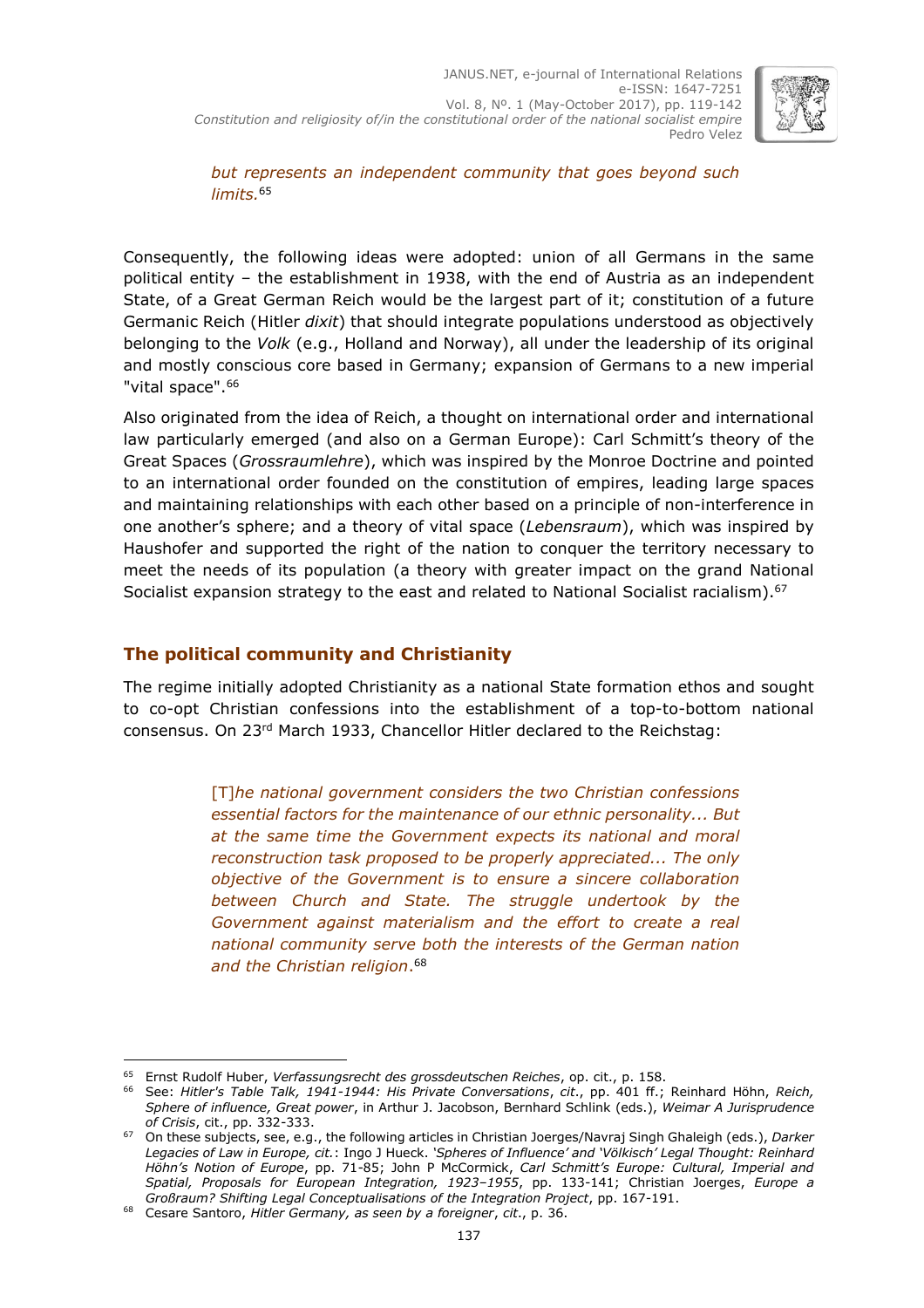> *but represents an independent community that goes beyond such limits.*[65]

Consequently, the following ideas were adopted: union of all Germans in the same political entity – the establishment in 1938, with the end of Austria as an independent State, of a Great German Reich would be the largest part of it; constitution of a future Germanic Reich (Hitler *dixit*) that should integrate populations understood as objectively belonging to the *Volk* (e.g., Holland and Norway), all under the leadership of its original and mostly conscious core based in Germany; expansion of Germans to a new imperial "vital space".[66]

Also originated from the idea of Reich, a thought on international order and international law particularly emerged (and also on a German Europe): Carl Schmitt's theory of the Great Spaces (*Grossraumlehre*), which was inspired by the Monroe Doctrine and pointed to an international order founded on the constitution of empires, leading large spaces and maintaining relationships with each other based on a principle of non-interference in one another's sphere; and a theory of vital space (*Lebensraum*), which was inspired by Haushofer and supported the right of the nation to conquer the territory necessary to meet the needs of its population (a theory with greater impact on the grand National Socialist expansion strategy to the east and related to National Socialist racialism).[67]

## The political community and Christianity

The regime initially adopted Christianity as a national State formation ethos and sought to co-opt Christian confessions into the establishment of a top-to-bottom national consensus. On 23rd March 1933, Chancellor Hitler declared to the Reichstag:

> [T]*he national government considers the two Christian confessions essential factors for the maintenance of our ethnic personality... But at the same time the Government expects its national and moral reconstruction task proposed to be properly appreciated... The only objective of the Government is to ensure a sincere collaboration between Church and State. The struggle undertook by the Government against materialism and the effort to create a real national community serve both the interests of the German nation and the Christian religion*.[68]

---

[65] Ernst Rudolf Huber, *Verfassungsrecht des grossdeutschen Reiches*, op. cit., p. 158.

[66] See: *Hitler's Table Talk, 1941-1944: His Private Conversations*, *cit*., pp. 401 ff.; Reinhard Höhn, *Reich, Sphere of influence, Great power*, in Arthur J. Jacobson, Bernhard Schlink (eds.), *Weimar A Jurisprudence of Crisis*, cit., pp. 332-333.

[67] On these subjects, see, e.g., the following articles in Christian Joerges/Navraj Singh Ghaleigh (eds.), *Darker Legacies of Law in Europe, cit.*: Ingo J Hueck. *'Spheres of Influence' and 'Völkisch' Legal Thought: Reinhard Höhn's Notion of Europe*, pp. 71-85; John P McCormick, *Carl Schmitt's Europe: Cultural, Imperial and Spatial, Proposals for European Integration, 1923–1955*, pp. 133-141; Christian Joerges, *Europe a Großraum? Shifting Legal Conceptualisations of the Integration Project*, pp. 167-191.

[68] Cesare Santoro, *Hitler Germany, as seen by a foreigner*, *cit*., p. 36.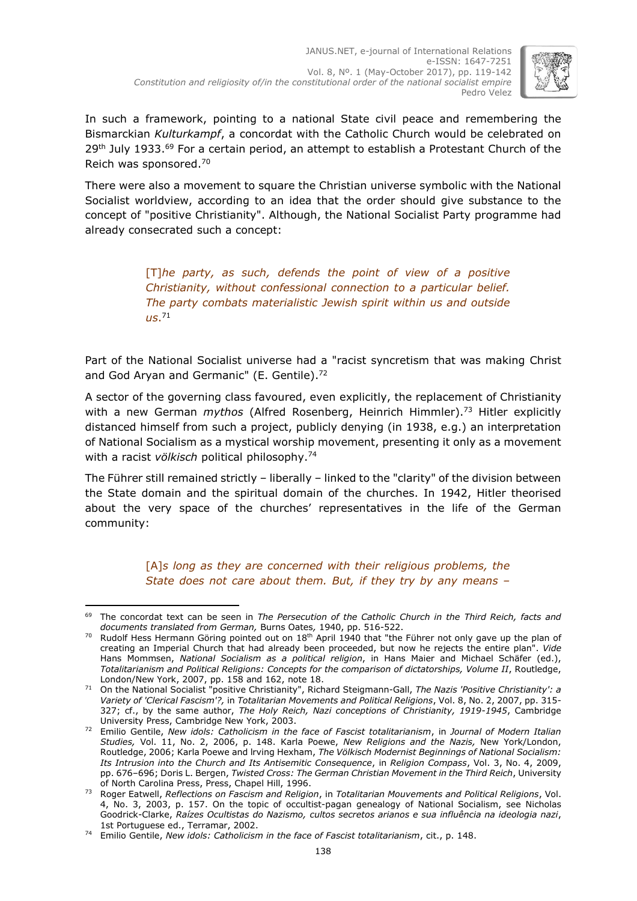In such a framework, pointing to a national State civil peace and remembering the Bismarckian *Kulturkampf*, a concordat with the Catholic Church would be celebrated on 29th July 1933.[69] For a certain period, an attempt to establish a Protestant Church of the Reich was sponsored.[70]

There were also a movement to square the Christian universe symbolic with the National Socialist worldview, according to an idea that the order should give substance to the concept of "positive Christianity". Although, the National Socialist Party programme had already consecrated such a concept:

> [T]*he party, as such, defends the point of view of a positive Christianity, without confessional connection to a particular belief. The party combats materialistic Jewish spirit within us and outside us.*[71]

Part of the National Socialist universe had a "racist syncretism that was making Christ and God Aryan and Germanic" (E. Gentile).[72]

A sector of the governing class favoured, even explicitly, the replacement of Christianity with a new German *mythos* (Alfred Rosenberg, Heinrich Himmler).[73] Hitler explicitly distanced himself from such a project, publicly denying (in 1938, e.g.) an interpretation of National Socialism as a mystical worship movement, presenting it only as a movement with a racist *völkisch* political philosophy.[74]

The Führer still remained strictly – liberally – linked to the "clarity" of the division between the State domain and the spiritual domain of the churches. In 1942, Hitler theorised about the very space of the churches' representatives in the life of the German community:

> [A]*s long as they are concerned with their religious problems, the State does not care about them. But, if they try by any means –*

---

[69] The concordat text can be seen in *The Persecution of the Catholic Church in the Third Reich, facts and documents translated from German,* Burns Oates*,* 1940, pp. 516-522.

[70] Rudolf Hess Hermann Göring pointed out on 18th April 1940 that "the Führer not only gave up the plan of creating an Imperial Church that had already been proceeded, but now he rejects the entire plan". *Vide* Hans Mommsen, *National Socialism as a political religion*, in Hans Maier and Michael Schäfer (ed.), *Totalitarianism and Political Religions: Concepts for the comparison of dictatorships, Volume II*, Routledge, London/New York, 2007, pp. 158 and 162, note 18.

[71] On the National Socialist "positive Christianity", Richard Steigmann-Gall, *The Nazis 'Positive Christianity': a Variety of 'Clerical Fascism'?,* in *Totalitarian Movements and Political Religions*, Vol. 8, No. 2, 2007, pp. 315-327; cf., by the same author, *The Holy Reich, Nazi conceptions of Christianity, 1919-1945*, Cambridge University Press, Cambridge New York, 2003.

[72] Emilio Gentile, *New idols: Catholicism in the face of Fascist totalitarianism*, in *Journal of Modern Italian Studies,* Vol. 11, No. 2, 2006, p. 148. Karla Poewe, *New Religions and the Nazis,* New York/London, Routledge, 2006; Karla Poewe and Irving Hexham, *The Völkisch Modernist Beginnings of National Socialism: Its Intrusion into the Church and Its Antisemitic Consequence*, in *Religion Compass*, Vol. 3, No. 4, 2009, pp. 676–696; Doris L. Bergen, *Twisted Cross: The German Christian Movement in the Third Reich*, University of North Carolina Press, Press, Chapel Hill, 1996.

[73] Roger Eatwell, *Reflections on Fascism and Religion*, in *Totalitarian Mouvements and Political Religions*, Vol. 4, No. 3, 2003, p. 157. On the topic of occultist-pagan genealogy of National Socialism, see Nicholas Goodrick-Clarke, *Raízes Ocultistas do Nazismo, cultos secretos arianos e sua influência na ideologia nazi*, 1st Portuguese ed., Terramar, 2002.

[74] Emilio Gentile, *New idols: Catholicism in the face of Fascist totalitarianism*, cit., p. 148.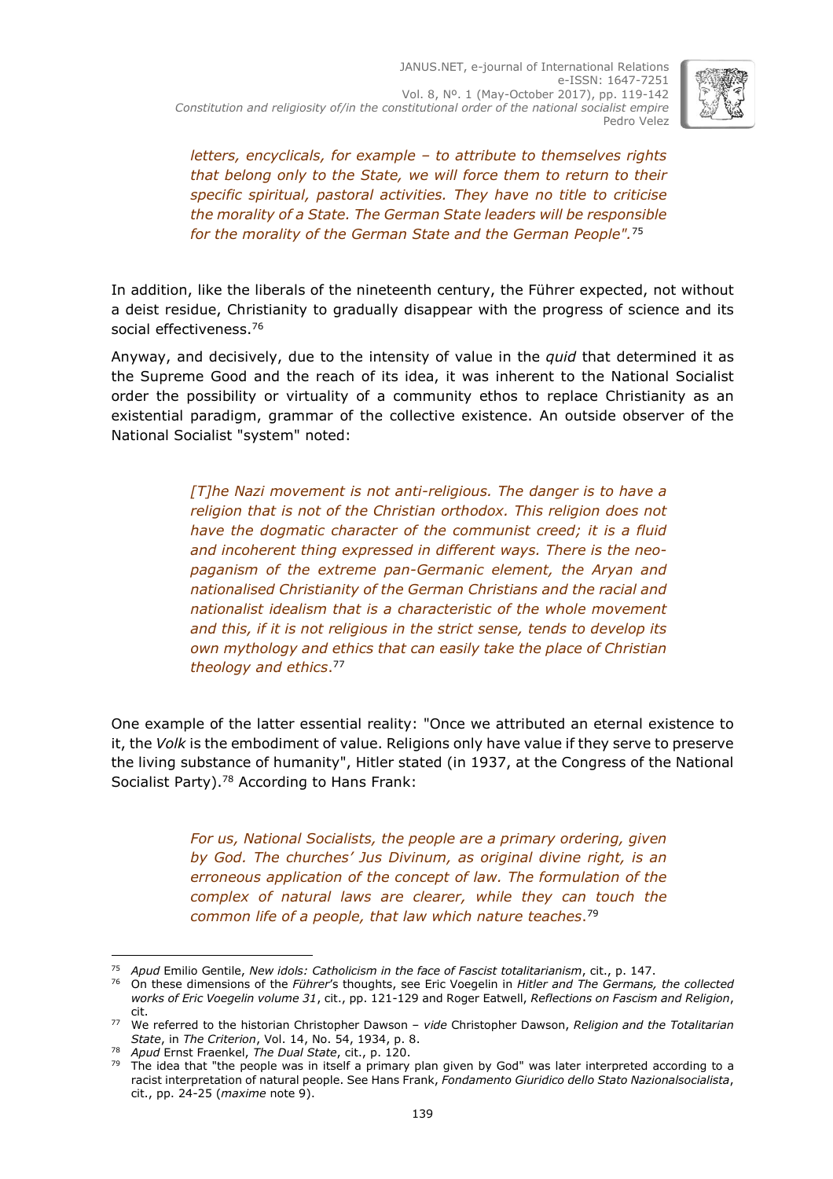> *letters, encyclicals, for example – to attribute to themselves rights that belong only to the State, we will force them to return to their specific spiritual, pastoral activities. They have no title to criticise the morality of a State. The German State leaders will be responsible for the morality of the German State and the German People".*[75]

In addition, like the liberals of the nineteenth century, the Führer expected, not without a deist residue, Christianity to gradually disappear with the progress of science and its social effectiveness.[76]

Anyway, and decisively, due to the intensity of value in the *quid* that determined it as the Supreme Good and the reach of its idea, it was inherent to the National Socialist order the possibility or virtuality of a community ethos to replace Christianity as an existential paradigm, grammar of the collective existence. An outside observer of the National Socialist "system" noted:

> *[T]he Nazi movement is not anti-religious. The danger is to have a religion that is not of the Christian orthodox. This religion does not have the dogmatic character of the communist creed; it is a fluid and incoherent thing expressed in different ways. There is the neo-paganism of the extreme pan-Germanic element, the Aryan and nationalised Christianity of the German Christians and the racial and nationalist idealism that is a characteristic of the whole movement and this, if it is not religious in the strict sense, tends to develop its own mythology and ethics that can easily take the place of Christian theology and ethics*.[77]

One example of the latter essential reality: "Once we attributed an eternal existence to it, the *Volk* is the embodiment of value. Religions only have value if they serve to preserve the living substance of humanity", Hitler stated (in 1937, at the Congress of the National Socialist Party).[78] According to Hans Frank:

> *For us, National Socialists, the people are a primary ordering, given by God. The churches' Jus Divinum, as original divine right, is an erroneous application of the concept of law. The formulation of the complex of natural laws are clearer, while they can touch the common life of a people, that law which nature teaches*.[79]

---

[75] *Apud* Emilio Gentile, *New idols: Catholicism in the face of Fascist totalitarianism*, cit., p. 147.

[76] On these dimensions of the *Führer*'s thoughts, see Eric Voegelin in *Hitler and The Germans, the collected works of Eric Voegelin volume 31*, cit., pp. 121-129 and Roger Eatwell, *Reflections on Fascism and Religion*, cit.

[77] We referred to the historian Christopher Dawson – *vide* Christopher Dawson, *Religion and the Totalitarian State*, in *The Criterion*, Vol. 14, No. 54, 1934, p. 8.

[78] *Apud* Ernst Fraenkel, *The Dual State*, cit., p. 120.

[79] The idea that "the people was in itself a primary plan given by God" was later interpreted according to a racist interpretation of natural people. See Hans Frank, *Fondamento Giuridico dello Stato Nazionalsocialista*, cit., pp. 24-25 (*maxime* note 9).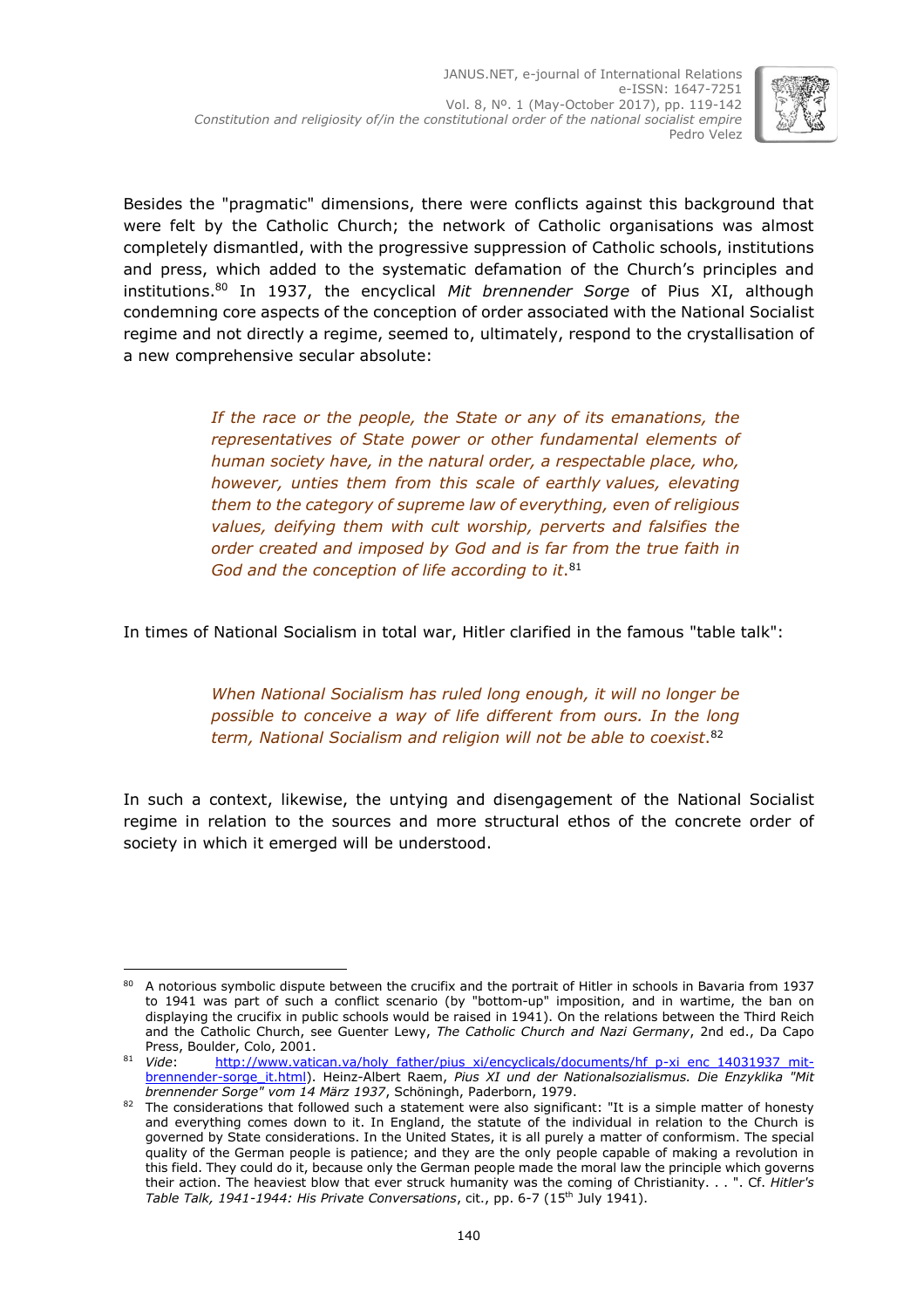Besides the "pragmatic" dimensions, there were conflicts against this background that were felt by the Catholic Church; the network of Catholic organisations was almost completely dismantled, with the progressive suppression of Catholic schools, institutions and press, which added to the systematic defamation of the Church's principles and institutions.[80] In 1937, the encyclical *Mit brennender Sorge* of Pius XI, although condemning core aspects of the conception of order associated with the National Socialist regime and not directly a regime, seemed to, ultimately, respond to the crystallisation of a new comprehensive secular absolute:

> *If the race or the people, the State or any of its emanations, the representatives of State power or other fundamental elements of human society have, in the natural order, a respectable place, who, however, unties them from this scale of earthly values, elevating them to the category of supreme law of everything, even of religious values, deifying them with cult worship, perverts and falsifies the order created and imposed by God and is far from the true faith in God and the conception of life according to it*.[81]

In times of National Socialism in total war, Hitler clarified in the famous "table talk":

> *When National Socialism has ruled long enough, it will no longer be possible to conceive a way of life different from ours. In the long term, National Socialism and religion will not be able to coexist*.[82]

In such a context, likewise, the untying and disengagement of the National Socialist regime in relation to the sources and more structural ethos of the concrete order of society in which it emerged will be understood.

---

[80] A notorious symbolic dispute between the crucifix and the portrait of Hitler in schools in Bavaria from 1937 to 1941 was part of such a conflict scenario (by "bottom-up" imposition, and in wartime, the ban on displaying the crucifix in public schools would be raised in 1941). On the relations between the Third Reich and the Catholic Church, see Guenter Lewy, *The Catholic Church and Nazi Germany*, 2nd ed., Da Capo Press, Boulder, Colo, 2001.

[81] *Vide*: http://www.vatican.va/holy_father/pius_xi/encyclicals/documents/hf_p-xi_enc_14031937_mit-brennender-sorge_it.html). Heinz-Albert Raem, *Pius XI und der Nationalsozialismus. Die Enzyklika "Mit brennender Sorge" vom 14 März 1937*, Schöningh, Paderborn, 1979.

[82] The considerations that followed such a statement were also significant: "It is a simple matter of honesty and everything comes down to it. In England, the statute of the individual in relation to the Church is governed by State considerations. In the United States, it is all purely a matter of conformism. The special quality of the German people is patience; and they are the only people capable of making a revolution in this field. They could do it, because only the German people made the moral law the principle which governs their action. The heaviest blow that ever struck humanity was the coming of Christianity. . . ". Cf. *Hitler's Table Talk, 1941-1944: His Private Conversations*, cit., pp. 6-7 (15th July 1941).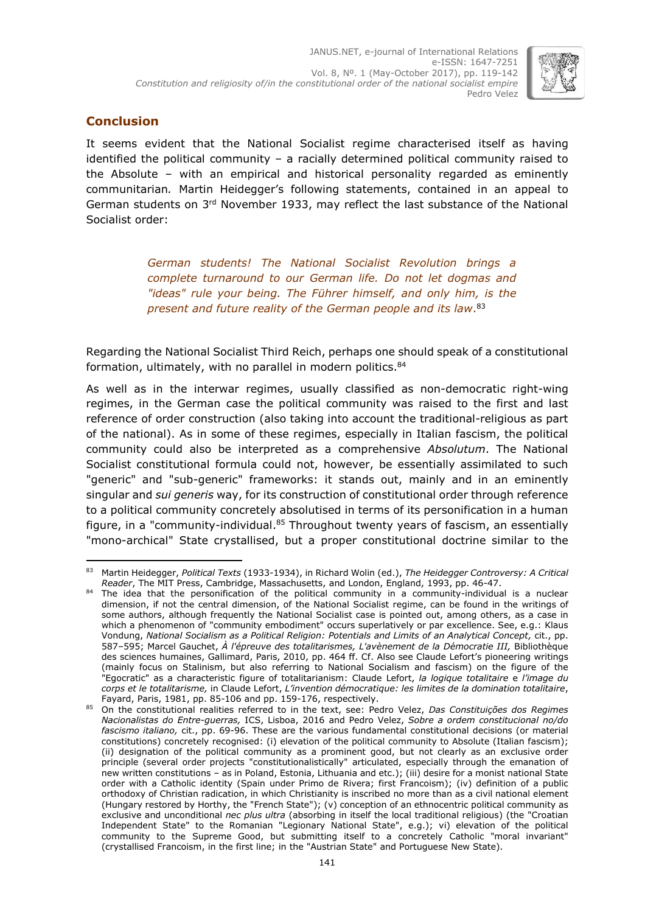## Conclusion

It seems evident that the National Socialist regime characterised itself as having identified the political community – a racially determined political community raised to the Absolute – with an empirical and historical personality regarded as eminently communitarian*.* Martin Heidegger's following statements, contained in an appeal to German students on 3rd November 1933, may reflect the last substance of the National Socialist order:

> *German students! The National Socialist Revolution brings a complete turnaround to our German life. Do not let dogmas and "ideas" rule your being. The Führer himself, and only him, is the present and future reality of the German people and its law*.[83]

Regarding the National Socialist Third Reich, perhaps one should speak of a constitutional formation, ultimately, with no parallel in modern politics.[84]

As well as in the interwar regimes, usually classified as non-democratic right-wing regimes, in the German case the political community was raised to the first and last reference of order construction (also taking into account the traditional-religious as part of the national). As in some of these regimes, especially in Italian fascism, the political community could also be interpreted as a comprehensive *Absolutum*. The National Socialist constitutional formula could not, however, be essentially assimilated to such "generic" and "sub-generic" frameworks: it stands out, mainly and in an eminently singular and *sui generis* way, for its construction of constitutional order through reference to a political community concretely absolutised in terms of its personification in a human figure, in a "community-individual.[85] Throughout twenty years of fascism, an essentially "mono-archical" State crystallised, but a proper constitutional doctrine similar to the

---

[83] Martin Heidegger, *Political Texts* (1933-1934), in Richard Wolin (ed.), *The Heidegger Controversy: A Critical Reader*, The MIT Press, Cambridge, Massachusetts, and London, England, 1993, pp. 46-47.

[84] The idea that the personification of the political community in a community-individual is a nuclear dimension, if not the central dimension, of the National Socialist regime, can be found in the writings of some authors, although frequently the National Socialist case is pointed out, among others, as a case in which a phenomenon of "community embodiment" occurs superlatively or par excellence. See, e.g.: Klaus Vondung, *National Socialism as a Political Religion: Potentials and Limits of an Analytical Concept,* cit., pp. 587–595; Marcel Gauchet, *À l'épreuve des totalitarismes, L'avènement de la Démocratie III,* Bibliothèque des sciences humaines, Gallimard, Paris, 2010, pp. 464 ff. Cf. Also see Claude Lefort's pioneering writings (mainly focus on Stalinism, but also referring to National Socialism and fascism) on the figure of the "Egocratic" as a characteristic figure of totalitarianism: Claude Lefort, *la logique totalitaire* e *l'image du corps et le totalitarisme,* in Claude Lefort, *L'invention démocratique: les limites de la domination totalitaire*, Fayard, Paris, 1981, pp. 85-106 and pp. 159-176, respectively.

[85] On the constitutional realities referred to in the text, see: Pedro Velez, *Das Constituições dos Regimes Nacionalistas do Entre-guerras,* ICS, Lisboa, 2016 and Pedro Velez, *Sobre a ordem constitucional no/do fascismo italiano,* cit., pp. 69-96. These are the various fundamental constitutional decisions (or material constitutions) concretely recognised: (i) elevation of the political community to Absolute (Italian fascism); (ii) designation of the political community as a prominent good, but not clearly as an exclusive order principle (several order projects "constitutionalistically" articulated, especially through the emanation of new written constitutions – as in Poland, Estonia, Lithuania and etc.); (iii) desire for a monist national State order with a Catholic identity (Spain under Primo de Rivera; first Francoism); (iv) definition of a public orthodoxy of Christian radication, in which Christianity is inscribed no more than as a civil national element (Hungary restored by Horthy, the "French State"); (v) conception of an ethnocentric political community as exclusive and unconditional *nec plus ultra* (absorbing in itself the local traditional religious) (the "Croatian Independent State" to the Romanian "Legionary National State", e.g.); vi) elevation of the political community to the Supreme Good, but submitting itself to a concretely Catholic "moral invariant" (crystallised Francoism, in the first line; in the "Austrian State" and Portuguese New State).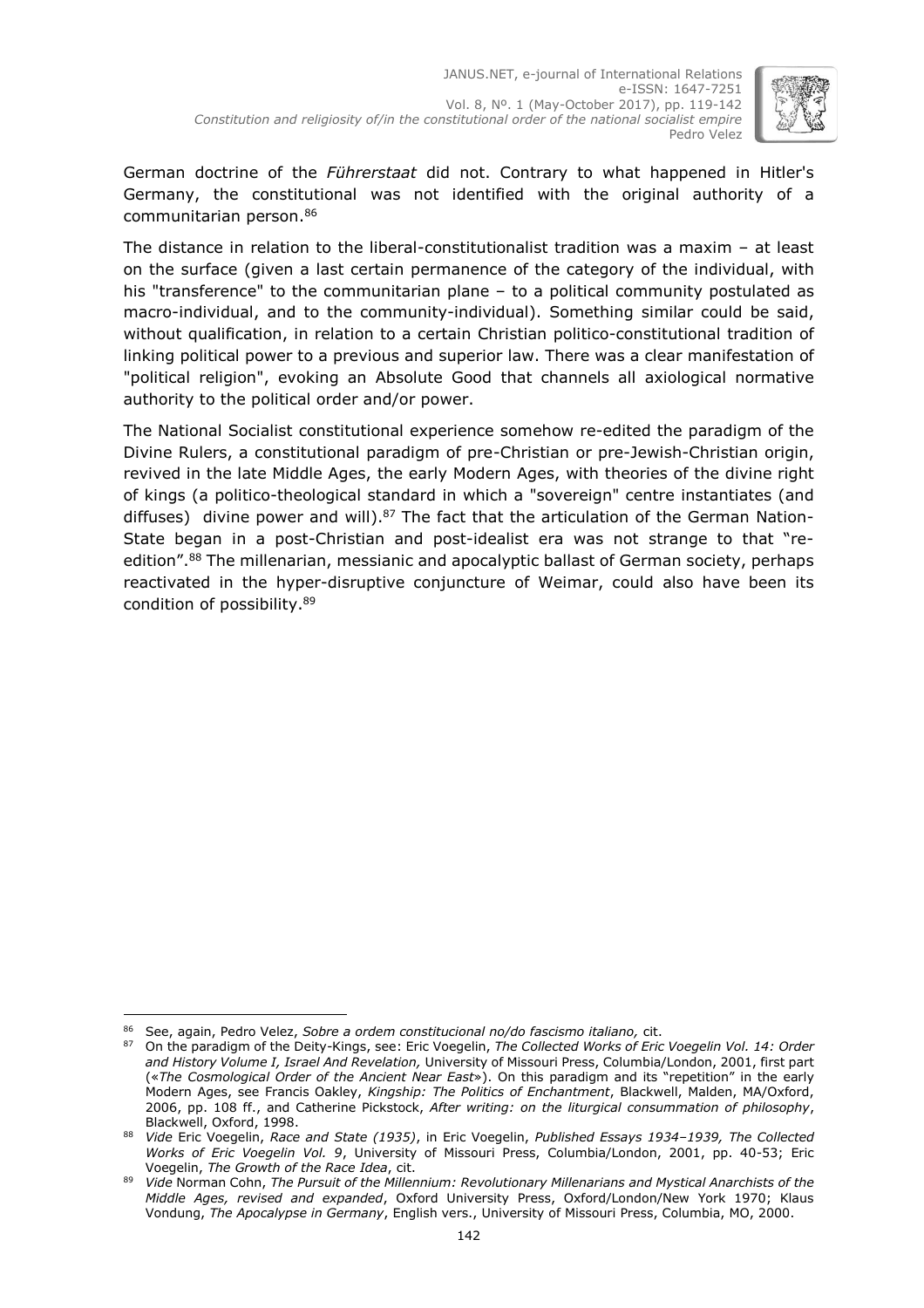German doctrine of the *Führerstaat* did not. Contrary to what happened in Hitler's Germany, the constitutional was not identified with the original authority of a communitarian person.[86]

The distance in relation to the liberal-constitutionalist tradition was a maxim – at least on the surface (given a last certain permanence of the category of the individual, with his "transference" to the communitarian plane – to a political community postulated as macro-individual, and to the community-individual). Something similar could be said, without qualification, in relation to a certain Christian politico-constitutional tradition of linking political power to a previous and superior law. There was a clear manifestation of "political religion", evoking an Absolute Good that channels all axiological normative authority to the political order and/or power.

The National Socialist constitutional experience somehow re-edited the paradigm of the Divine Rulers, a constitutional paradigm of pre-Christian or pre-Jewish-Christian origin, revived in the late Middle Ages, the early Modern Ages, with theories of the divine right of kings (a politico-theological standard in which a "sovereign" centre instantiates (and diffuses) divine power and will).[87] The fact that the articulation of the German Nation-State began in a post-Christian and post-idealist era was not strange to that "re-edition".[88] The millenarian, messianic and apocalyptic ballast of German society, perhaps reactivated in the hyper-disruptive conjuncture of Weimar, could also have been its condition of possibility.[89]

---

[86] See, again, Pedro Velez, *Sobre a ordem constitucional no/do fascismo italiano,* cit.

[87] On the paradigm of the Deity-Kings, see: Eric Voegelin, *The Collected Works of Eric Voegelin Vol. 14: Order and History Volume I, Israel And Revelation,* University of Missouri Press, Columbia/London, 2001, first part («*The Cosmological Order of the Ancient Near East*»). On this paradigm and its "repetition" in the early Modern Ages, see Francis Oakley, *Kingship: The Politics of Enchantment*, Blackwell, Malden, MA/Oxford, 2006, pp. 108 ff., and Catherine Pickstock, *After writing: on the liturgical consummation of philosophy*, Blackwell, Oxford, 1998.

[88] *Vide* Eric Voegelin, *Race and State (1935)*, in Eric Voegelin, *Published Essays 1934–1939, The Collected Works of Eric Voegelin Vol. 9*, University of Missouri Press, Columbia/London, 2001, pp. 40-53; Eric Voegelin, *The Growth of the Race Idea*, cit.

[89] *Vide* Norman Cohn, *The Pursuit of the Millennium: Revolutionary Millenarians and Mystical Anarchists of the Middle Ages, revised and expanded*, Oxford University Press, Oxford/London/New York 1970; Klaus Vondung, *The Apocalypse in Germany*, English vers., University of Missouri Press, Columbia, MO, 2000.